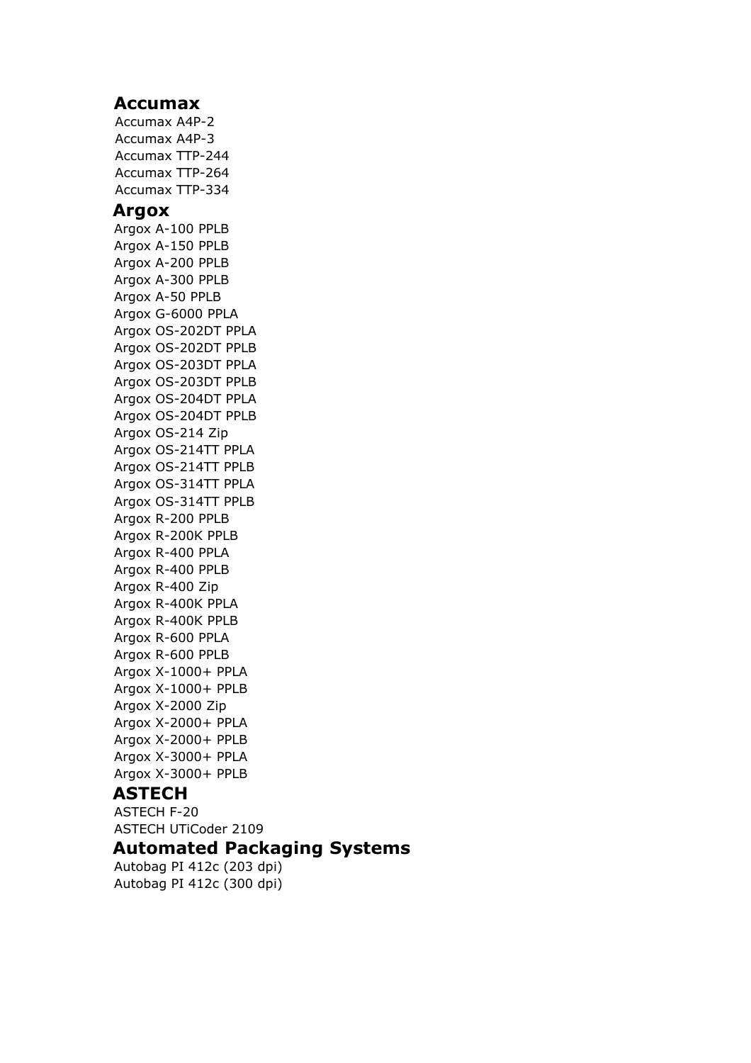## Accumax

Accumax A4P-2
Accumax A4P-3
Accumax TTP-244
Accumax TTP-264
Accumax TTP-334

## Argox

Argox A-100 PPLB
Argox A-150 PPLB
Argox A-200 PPLB
Argox A-300 PPLB
Argox A-50 PPLB
Argox G-6000 PPLA
Argox OS-202DT PPLA
Argox OS-202DT PPLB
Argox OS-203DT PPLA
Argox OS-203DT PPLB
Argox OS-204DT PPLA
Argox OS-204DT PPLB
Argox OS-214 Zip
Argox OS-214TT PPLA
Argox OS-214TT PPLB
Argox OS-314TT PPLA
Argox OS-314TT PPLB
Argox R-200 PPLB
Argox R-200K PPLB
Argox R-400 PPLA
Argox R-400 PPLB
Argox R-400 Zip
Argox R-400K PPLA
Argox R-400K PPLB
Argox R-600 PPLA
Argox R-600 PPLB
Argox X-1000+ PPLA
Argox X-1000+ PPLB
Argox X-2000 Zip
Argox X-2000+ PPLA
Argox X-2000+ PPLB
Argox X-3000+ PPLA
Argox X-3000+ PPLB

## ASTECH

ASTECH F-20
ASTECH UTiCoder 2109

## Automated Packaging Systems

Autobag PI 412c (203 dpi)
Autobag PI 412c (300 dpi)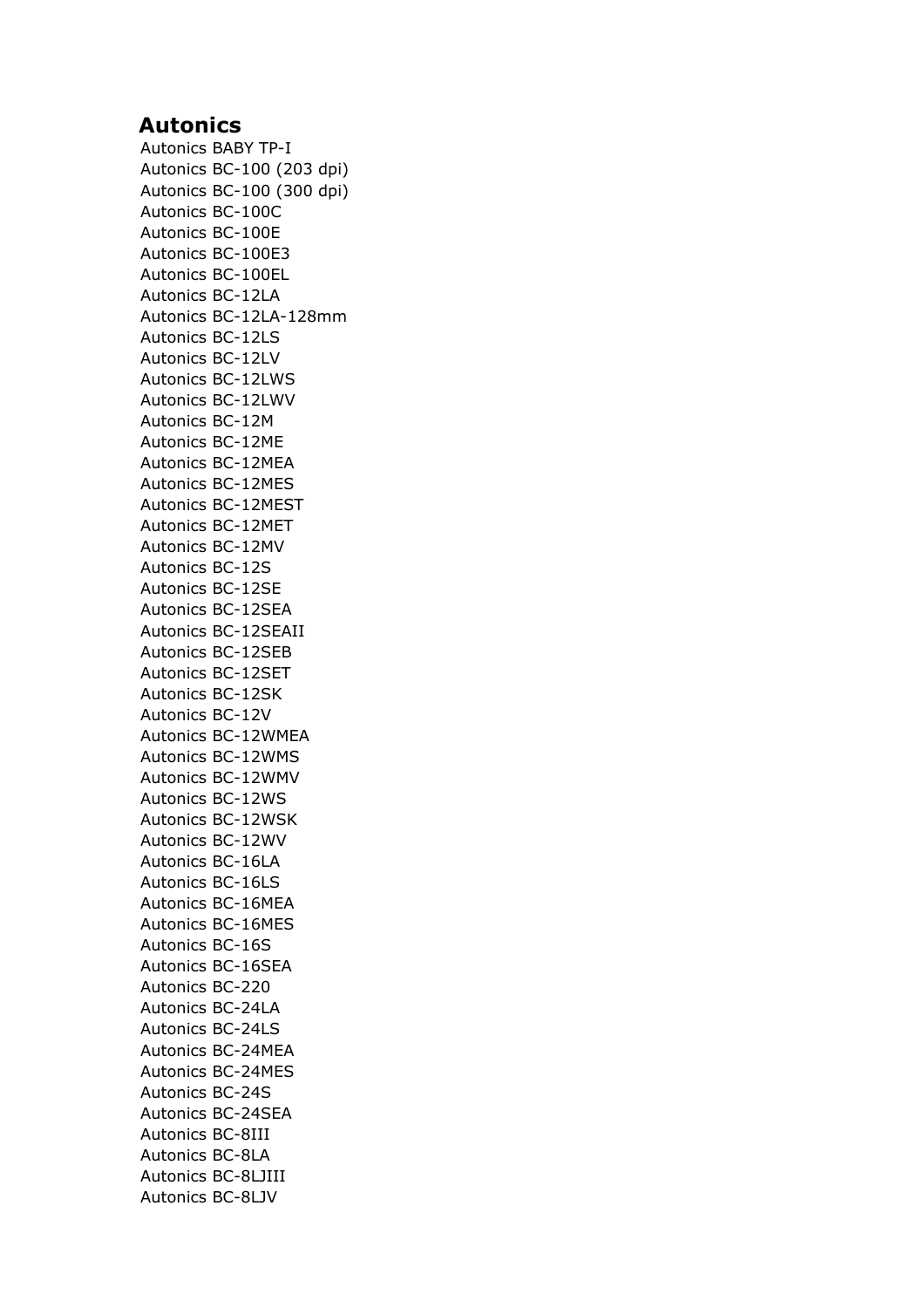## Autonics

Autonics BABY TP-I
Autonics BC-100 (203 dpi)
Autonics BC-100 (300 dpi)
Autonics BC-100C
Autonics BC-100E
Autonics BC-100E3
Autonics BC-100EL
Autonics BC-12LA
Autonics BC-12LA-128mm
Autonics BC-12LS
Autonics BC-12LV
Autonics BC-12LWS
Autonics BC-12LWV
Autonics BC-12M
Autonics BC-12ME
Autonics BC-12MEA
Autonics BC-12MES
Autonics BC-12MEST
Autonics BC-12MET
Autonics BC-12MV
Autonics BC-12S
Autonics BC-12SE
Autonics BC-12SEA
Autonics BC-12SEAII
Autonics BC-12SEB
Autonics BC-12SET
Autonics BC-12SK
Autonics BC-12V
Autonics BC-12WMEA
Autonics BC-12WMS
Autonics BC-12WMV
Autonics BC-12WS
Autonics BC-12WSK
Autonics BC-12WV
Autonics BC-16LA
Autonics BC-16LS
Autonics BC-16MEA
Autonics BC-16MES
Autonics BC-16S
Autonics BC-16SEA
Autonics BC-220
Autonics BC-24LA
Autonics BC-24LS
Autonics BC-24MEA
Autonics BC-24MES
Autonics BC-24S
Autonics BC-24SEA
Autonics BC-8III
Autonics BC-8LA
Autonics BC-8LJIII
Autonics BC-8LJV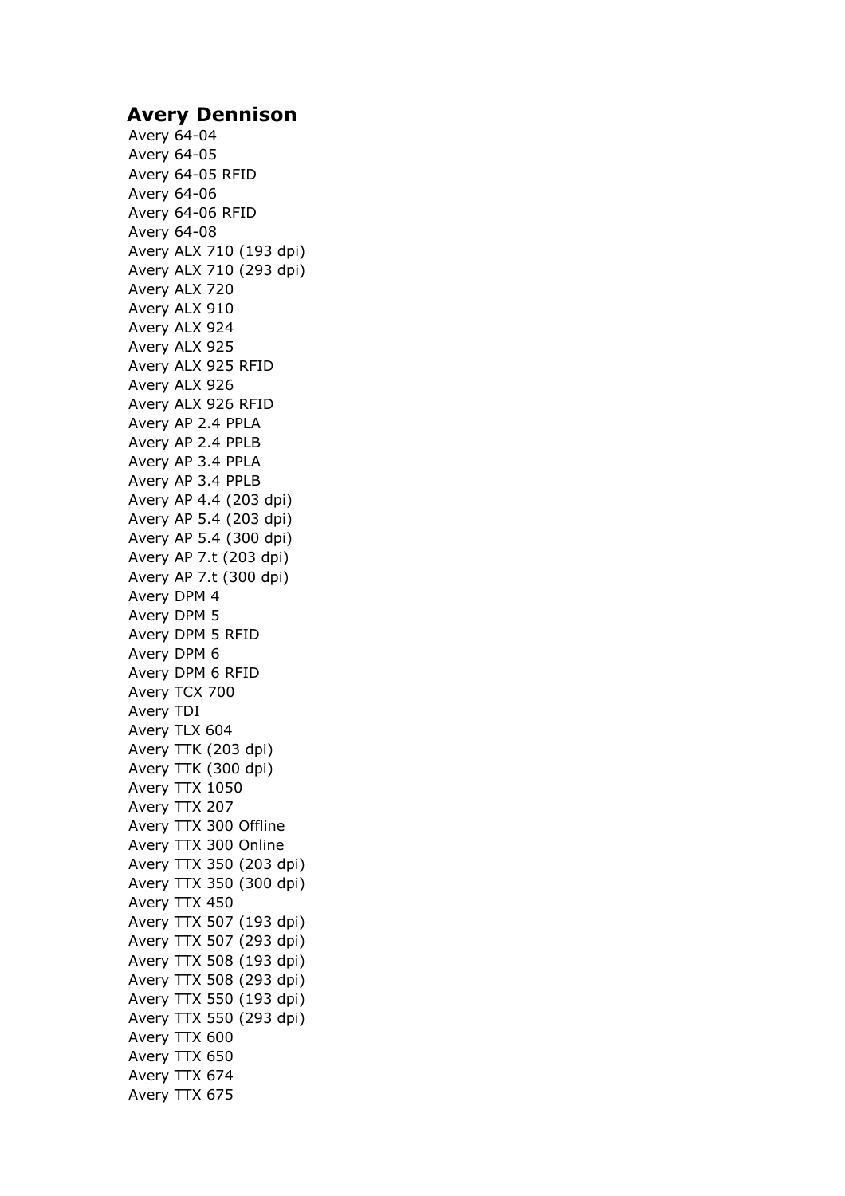## Avery Dennison

Avery 64-04
Avery 64-05
Avery 64-05 RFID
Avery 64-06
Avery 64-06 RFID
Avery 64-08
Avery ALX 710 (193 dpi)
Avery ALX 710 (293 dpi)
Avery ALX 720
Avery ALX 910
Avery ALX 924
Avery ALX 925
Avery ALX 925 RFID
Avery ALX 926
Avery ALX 926 RFID
Avery AP 2.4 PPLA
Avery AP 2.4 PPLB
Avery AP 3.4 PPLA
Avery AP 3.4 PPLB
Avery AP 4.4 (203 dpi)
Avery AP 5.4 (203 dpi)
Avery AP 5.4 (300 dpi)
Avery AP 7.t (203 dpi)
Avery AP 7.t (300 dpi)
Avery DPM 4
Avery DPM 5
Avery DPM 5 RFID
Avery DPM 6
Avery DPM 6 RFID
Avery TCX 700
Avery TDI
Avery TLX 604
Avery TTK (203 dpi)
Avery TTK (300 dpi)
Avery TTX 1050
Avery TTX 207
Avery TTX 300 Offline
Avery TTX 300 Online
Avery TTX 350 (203 dpi)
Avery TTX 350 (300 dpi)
Avery TTX 450
Avery TTX 507 (193 dpi)
Avery TTX 507 (293 dpi)
Avery TTX 508 (193 dpi)
Avery TTX 508 (293 dpi)
Avery TTX 550 (193 dpi)
Avery TTX 550 (293 dpi)
Avery TTX 600
Avery TTX 650
Avery TTX 674
Avery TTX 675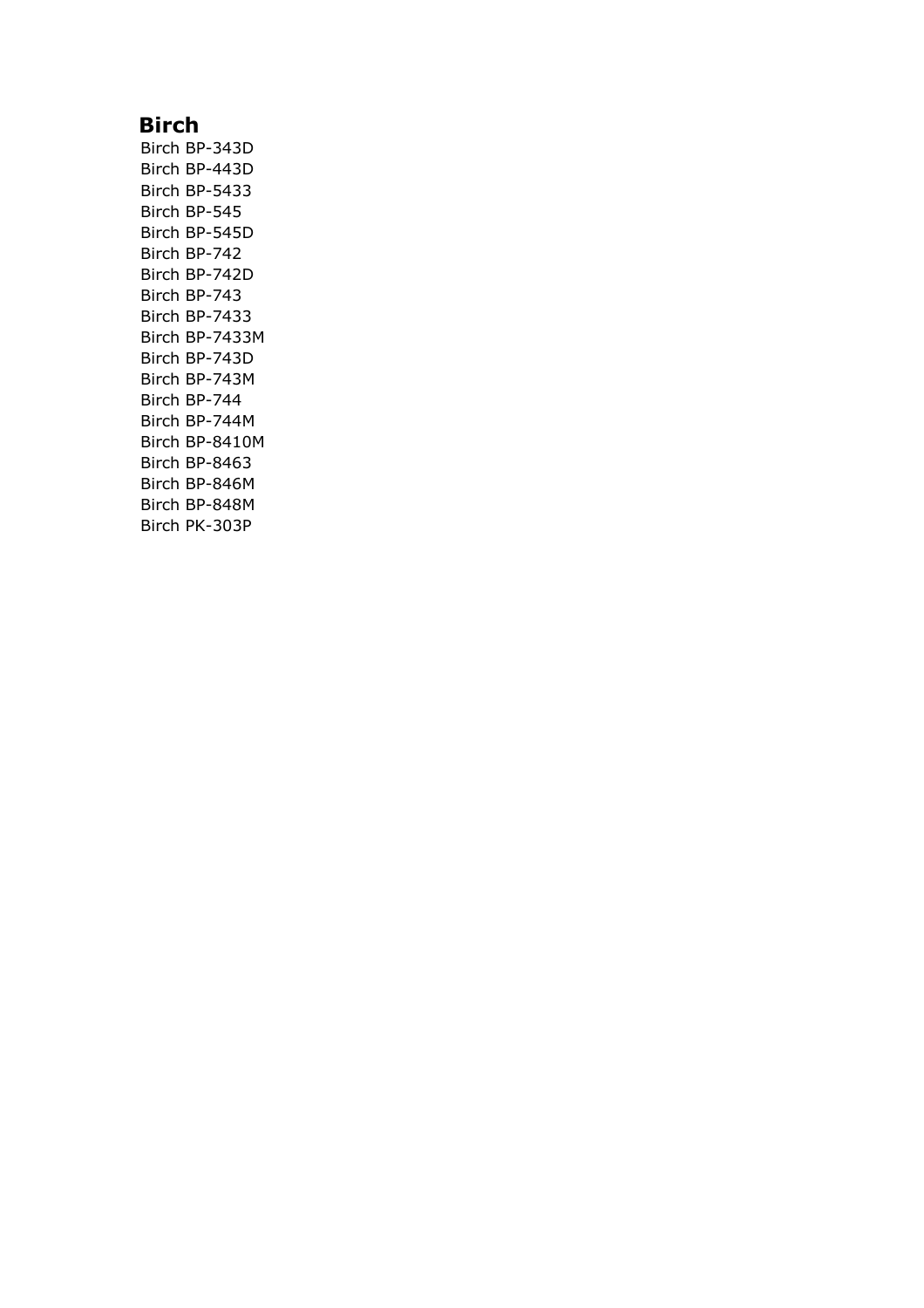## Birch

Birch BP-343D
Birch BP-443D
Birch BP-5433
Birch BP-545
Birch BP-545D
Birch BP-742
Birch BP-742D
Birch BP-743
Birch BP-7433
Birch BP-7433M
Birch BP-743D
Birch BP-743M
Birch BP-744
Birch BP-744M
Birch BP-8410M
Birch BP-8463
Birch BP-846M
Birch BP-848M
Birch PK-303P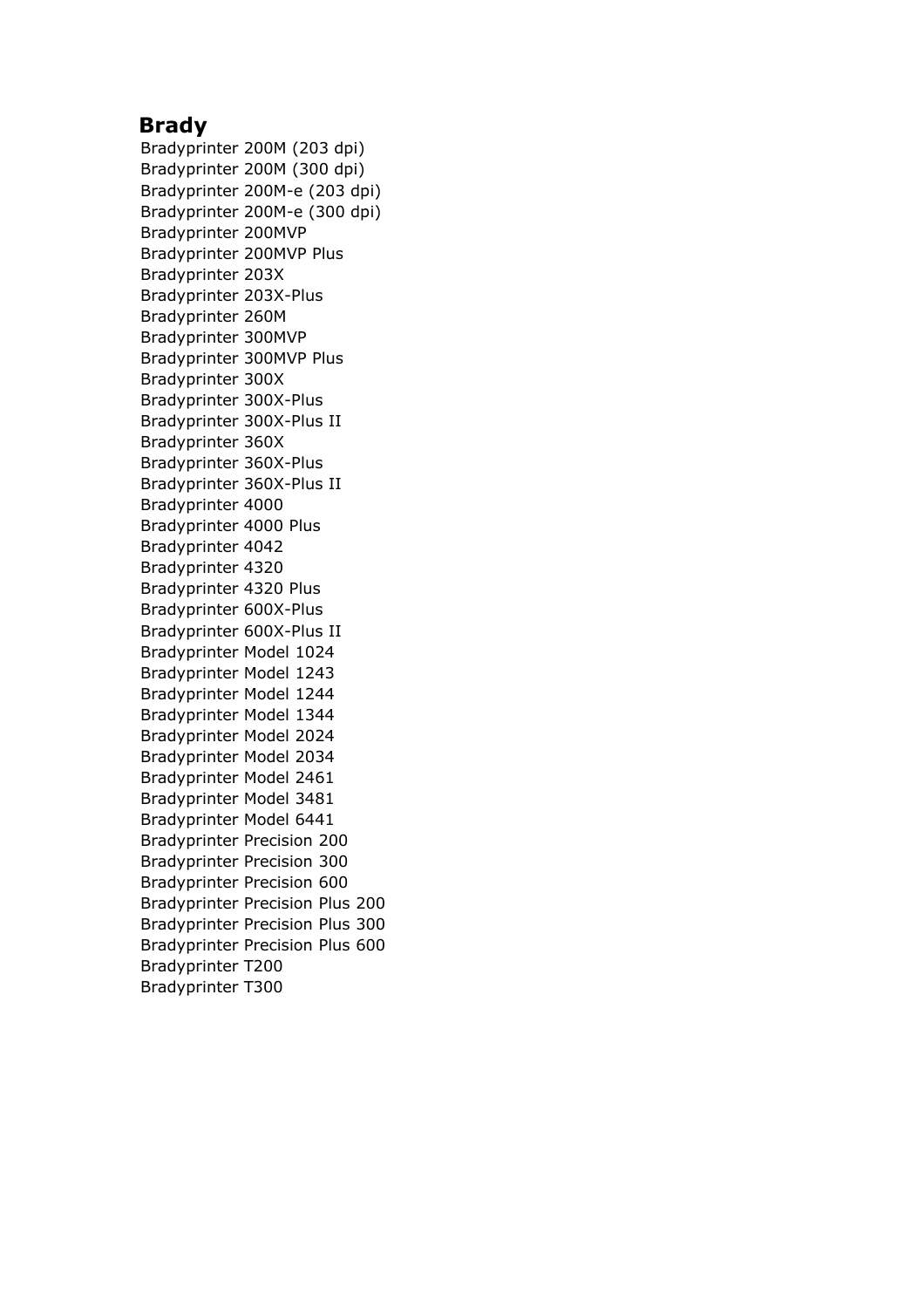## Brady

Bradyprinter 200M (203 dpi)
Bradyprinter 200M (300 dpi)
Bradyprinter 200M-e (203 dpi)
Bradyprinter 200M-e (300 dpi)
Bradyprinter 200MVP
Bradyprinter 200MVP Plus
Bradyprinter 203X
Bradyprinter 203X-Plus
Bradyprinter 260M
Bradyprinter 300MVP
Bradyprinter 300MVP Plus
Bradyprinter 300X
Bradyprinter 300X-Plus
Bradyprinter 300X-Plus II
Bradyprinter 360X
Bradyprinter 360X-Plus
Bradyprinter 360X-Plus II
Bradyprinter 4000
Bradyprinter 4000 Plus
Bradyprinter 4042
Bradyprinter 4320
Bradyprinter 4320 Plus
Bradyprinter 600X-Plus
Bradyprinter 600X-Plus II
Bradyprinter Model 1024
Bradyprinter Model 1243
Bradyprinter Model 1244
Bradyprinter Model 1344
Bradyprinter Model 2024
Bradyprinter Model 2034
Bradyprinter Model 2461
Bradyprinter Model 3481
Bradyprinter Model 6441
Bradyprinter Precision 200
Bradyprinter Precision 300
Bradyprinter Precision 600
Bradyprinter Precision Plus 200
Bradyprinter Precision Plus 300
Bradyprinter Precision Plus 600
Bradyprinter T200
Bradyprinter T300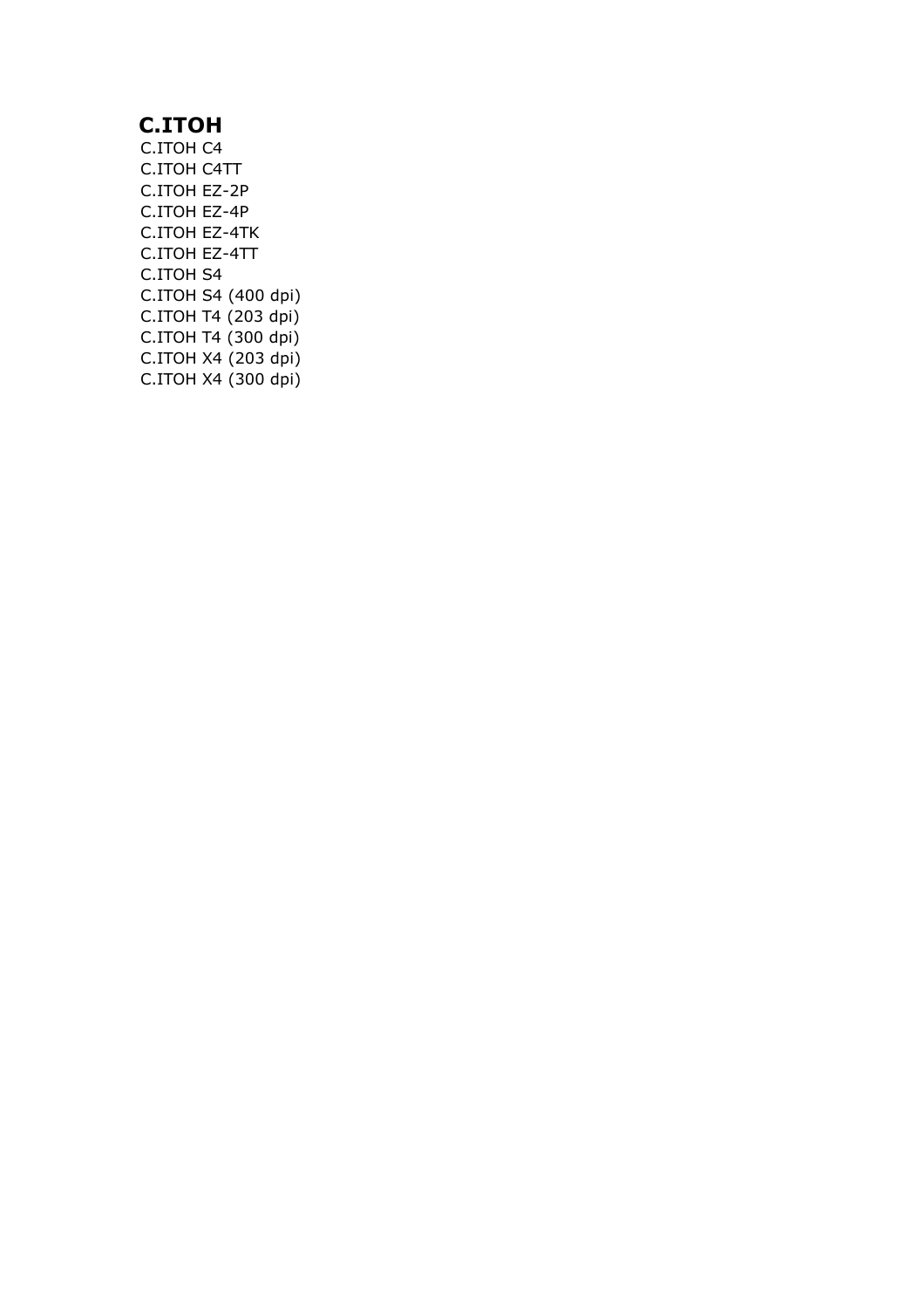## C.ITOH

C.ITOH C4
C.ITOH C4TT
C.ITOH EZ-2P
C.ITOH EZ-4P
C.ITOH EZ-4TK
C.ITOH EZ-4TT
C.ITOH S4
C.ITOH S4 (400 dpi)
C.ITOH T4 (203 dpi)
C.ITOH T4 (300 dpi)
C.ITOH X4 (203 dpi)
C.ITOH X4 (300 dpi)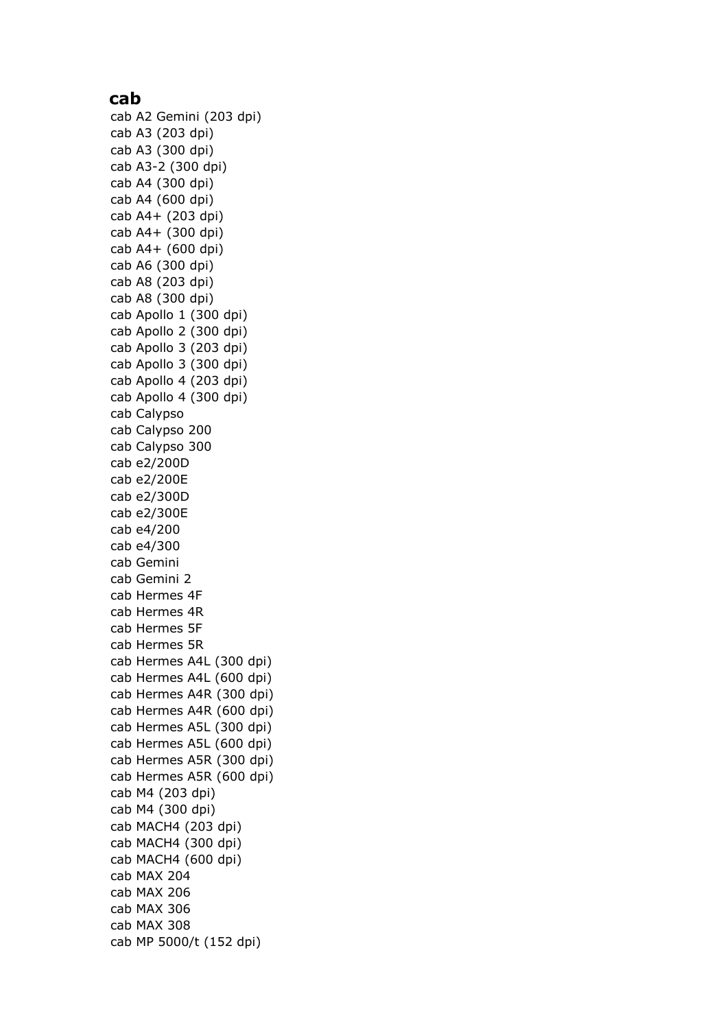## cab

cab A2 Gemini (203 dpi)
cab A3 (203 dpi)
cab A3 (300 dpi)
cab A3-2 (300 dpi)
cab A4 (300 dpi)
cab A4 (600 dpi)
cab A4+ (203 dpi)
cab A4+ (300 dpi)
cab A4+ (600 dpi)
cab A6 (300 dpi)
cab A8 (203 dpi)
cab A8 (300 dpi)
cab Apollo 1 (300 dpi)
cab Apollo 2 (300 dpi)
cab Apollo 3 (203 dpi)
cab Apollo 3 (300 dpi)
cab Apollo 4 (203 dpi)
cab Apollo 4 (300 dpi)
cab Calypso
cab Calypso 200
cab Calypso 300
cab e2/200D
cab e2/200E
cab e2/300D
cab e2/300E
cab e4/200
cab e4/300
cab Gemini
cab Gemini 2
cab Hermes 4F
cab Hermes 4R
cab Hermes 5F
cab Hermes 5R
cab Hermes A4L (300 dpi)
cab Hermes A4L (600 dpi)
cab Hermes A4R (300 dpi)
cab Hermes A4R (600 dpi)
cab Hermes A5L (300 dpi)
cab Hermes A5L (600 dpi)
cab Hermes A5R (300 dpi)
cab Hermes A5R (600 dpi)
cab M4 (203 dpi)
cab M4 (300 dpi)
cab MACH4 (203 dpi)
cab MACH4 (300 dpi)
cab MACH4 (600 dpi)
cab MAX 204
cab MAX 206
cab MAX 306
cab MAX 308
cab MP 5000/t (152 dpi)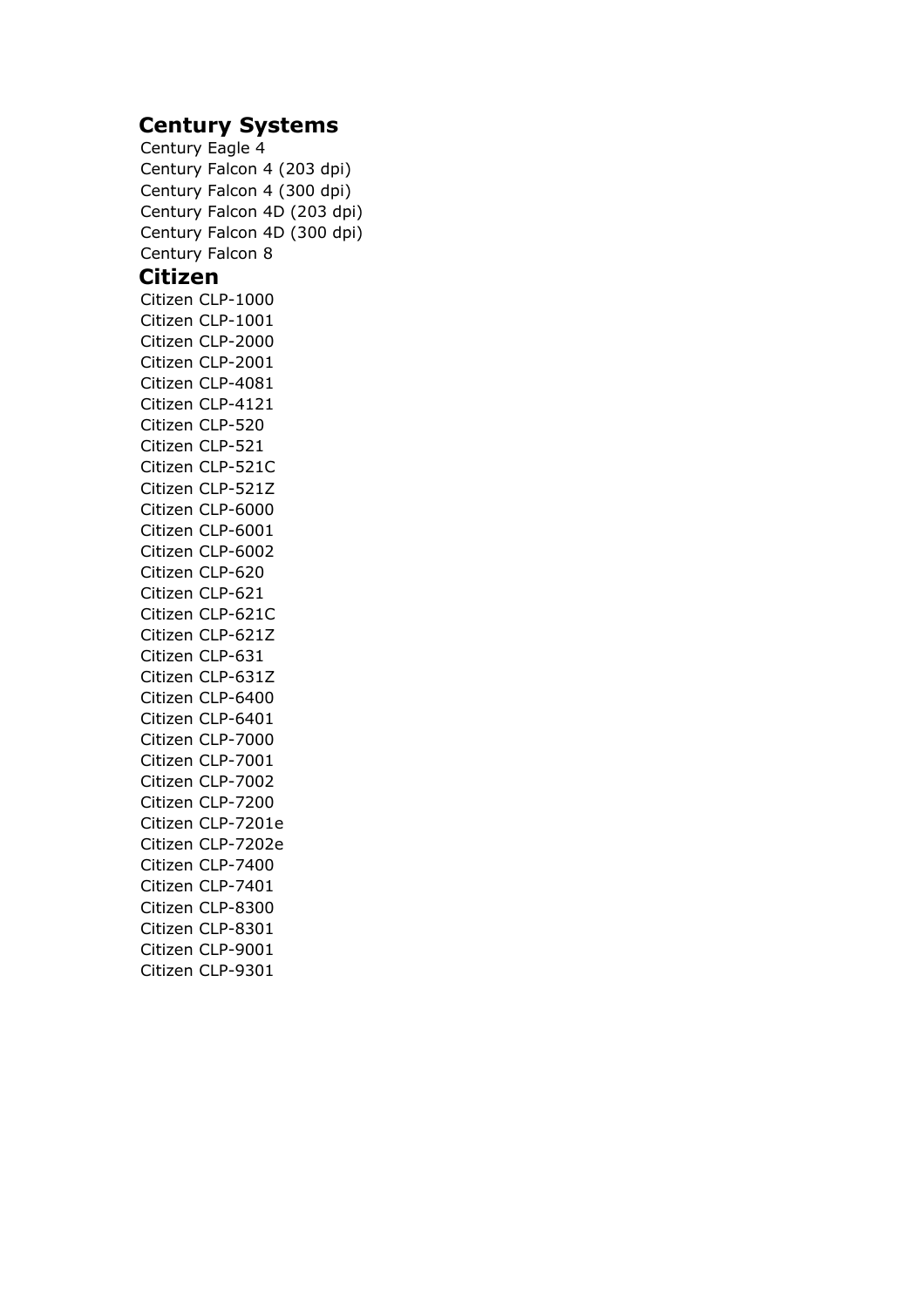## Century Systems

Century Eagle 4
Century Falcon 4 (203 dpi)
Century Falcon 4 (300 dpi)
Century Falcon 4D (203 dpi)
Century Falcon 4D (300 dpi)
Century Falcon 8

## Citizen

Citizen CLP-1000
Citizen CLP-1001
Citizen CLP-2000
Citizen CLP-2001
Citizen CLP-4081
Citizen CLP-4121
Citizen CLP-520
Citizen CLP-521
Citizen CLP-521C
Citizen CLP-521Z
Citizen CLP-6000
Citizen CLP-6001
Citizen CLP-6002
Citizen CLP-620
Citizen CLP-621
Citizen CLP-621C
Citizen CLP-621Z
Citizen CLP-631
Citizen CLP-631Z
Citizen CLP-6400
Citizen CLP-6401
Citizen CLP-7000
Citizen CLP-7001
Citizen CLP-7002
Citizen CLP-7200
Citizen CLP-7201e
Citizen CLP-7202e
Citizen CLP-7400
Citizen CLP-7401
Citizen CLP-8300
Citizen CLP-8301
Citizen CLP-9001
Citizen CLP-9301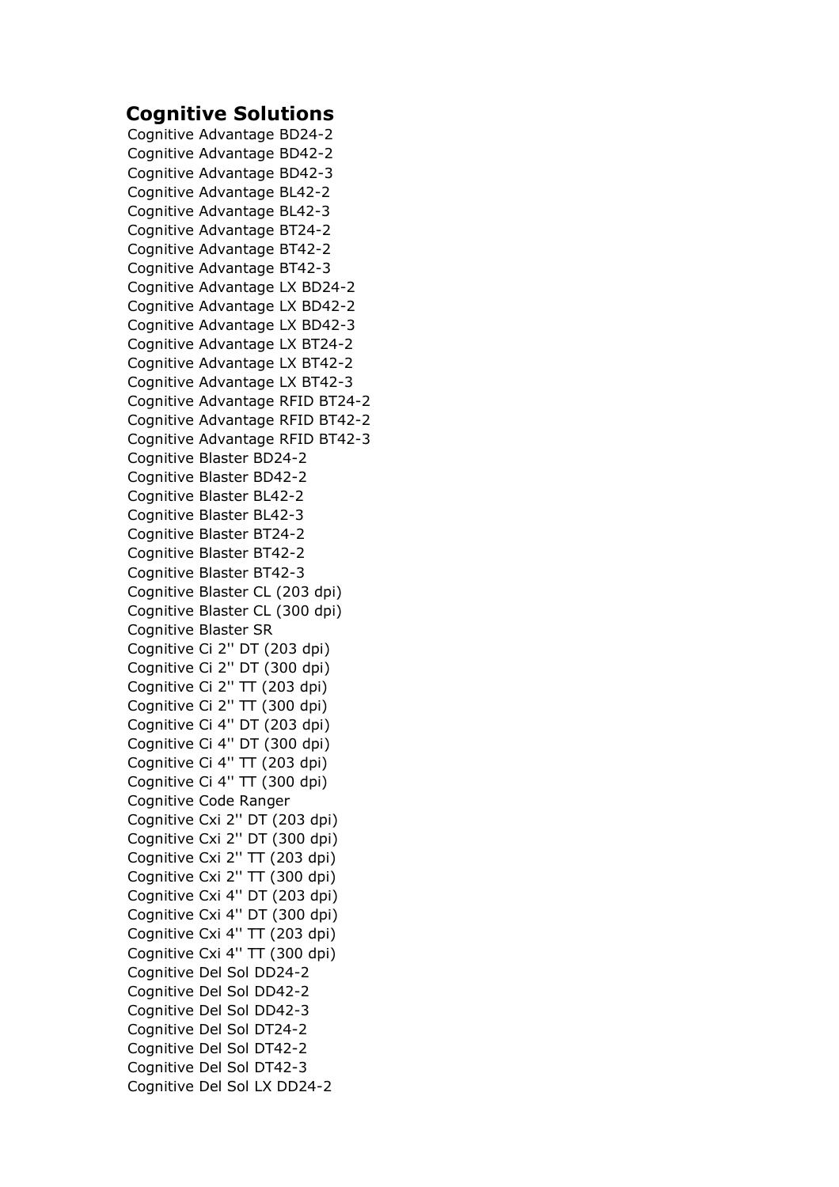## Cognitive Solutions

Cognitive Advantage BD24-2
Cognitive Advantage BD42-2
Cognitive Advantage BD42-3
Cognitive Advantage BL42-2
Cognitive Advantage BL42-3
Cognitive Advantage BT24-2
Cognitive Advantage BT42-2
Cognitive Advantage BT42-3
Cognitive Advantage LX BD24-2
Cognitive Advantage LX BD42-2
Cognitive Advantage LX BD42-3
Cognitive Advantage LX BT24-2
Cognitive Advantage LX BT42-2
Cognitive Advantage LX BT42-3
Cognitive Advantage RFID BT24-2
Cognitive Advantage RFID BT42-2
Cognitive Advantage RFID BT42-3
Cognitive Blaster BD24-2
Cognitive Blaster BD42-2
Cognitive Blaster BL42-2
Cognitive Blaster BL42-3
Cognitive Blaster BT24-2
Cognitive Blaster BT42-2
Cognitive Blaster BT42-3
Cognitive Blaster CL (203 dpi)
Cognitive Blaster CL (300 dpi)
Cognitive Blaster SR
Cognitive Ci 2'' DT (203 dpi)
Cognitive Ci 2'' DT (300 dpi)
Cognitive Ci 2'' TT (203 dpi)
Cognitive Ci 2'' TT (300 dpi)
Cognitive Ci 4'' DT (203 dpi)
Cognitive Ci 4'' DT (300 dpi)
Cognitive Ci 4'' TT (203 dpi)
Cognitive Ci 4'' TT (300 dpi)
Cognitive Code Ranger
Cognitive Cxi 2'' DT (203 dpi)
Cognitive Cxi 2'' DT (300 dpi)
Cognitive Cxi 2'' TT (203 dpi)
Cognitive Cxi 2'' TT (300 dpi)
Cognitive Cxi 4'' DT (203 dpi)
Cognitive Cxi 4'' DT (300 dpi)
Cognitive Cxi 4'' TT (203 dpi)
Cognitive Cxi 4'' TT (300 dpi)
Cognitive Del Sol DD24-2
Cognitive Del Sol DD42-2
Cognitive Del Sol DD42-3
Cognitive Del Sol DT24-2
Cognitive Del Sol DT42-2
Cognitive Del Sol DT42-3
Cognitive Del Sol LX DD24-2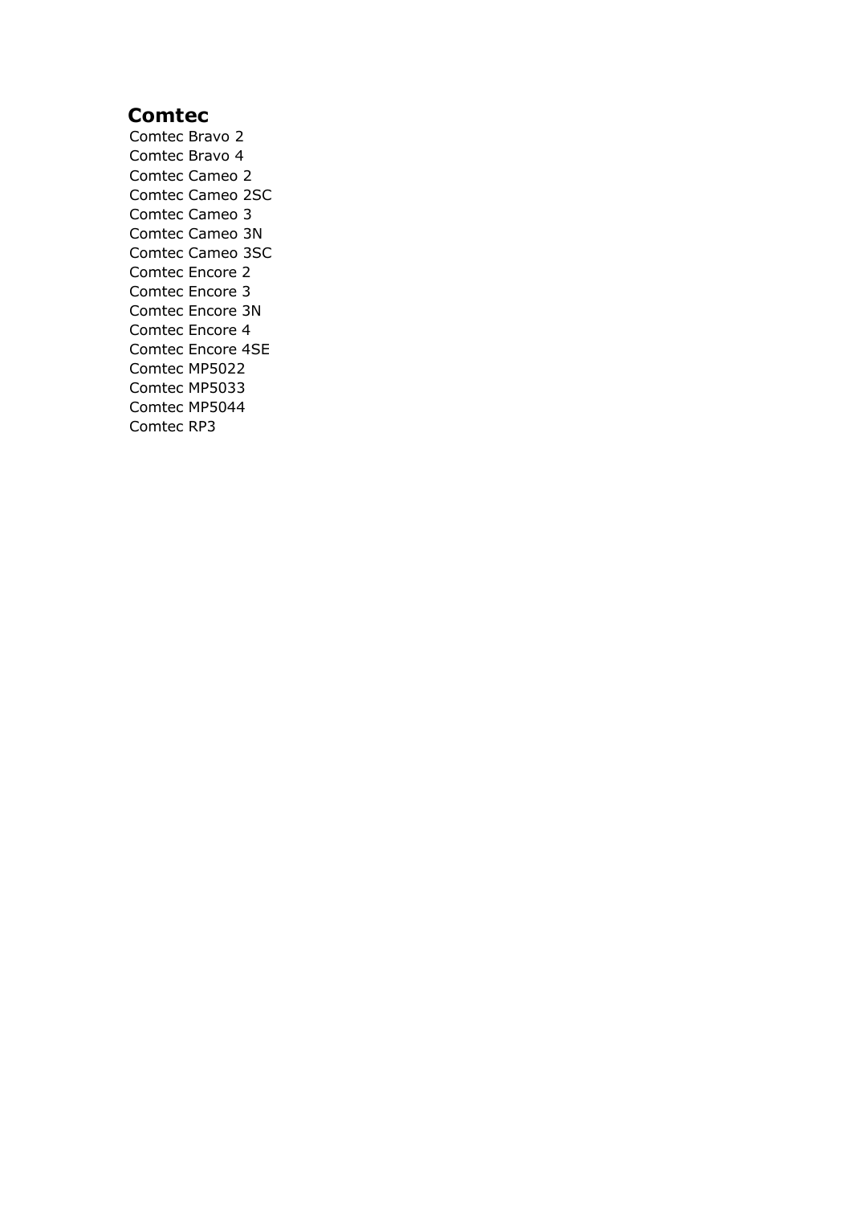## Comtec

Comtec Bravo 2
Comtec Bravo 4
Comtec Cameo 2
Comtec Cameo 2SC
Comtec Cameo 3
Comtec Cameo 3N
Comtec Cameo 3SC
Comtec Encore 2
Comtec Encore 3
Comtec Encore 3N
Comtec Encore 4
Comtec Encore 4SE
Comtec MP5022
Comtec MP5033
Comtec MP5044
Comtec RP3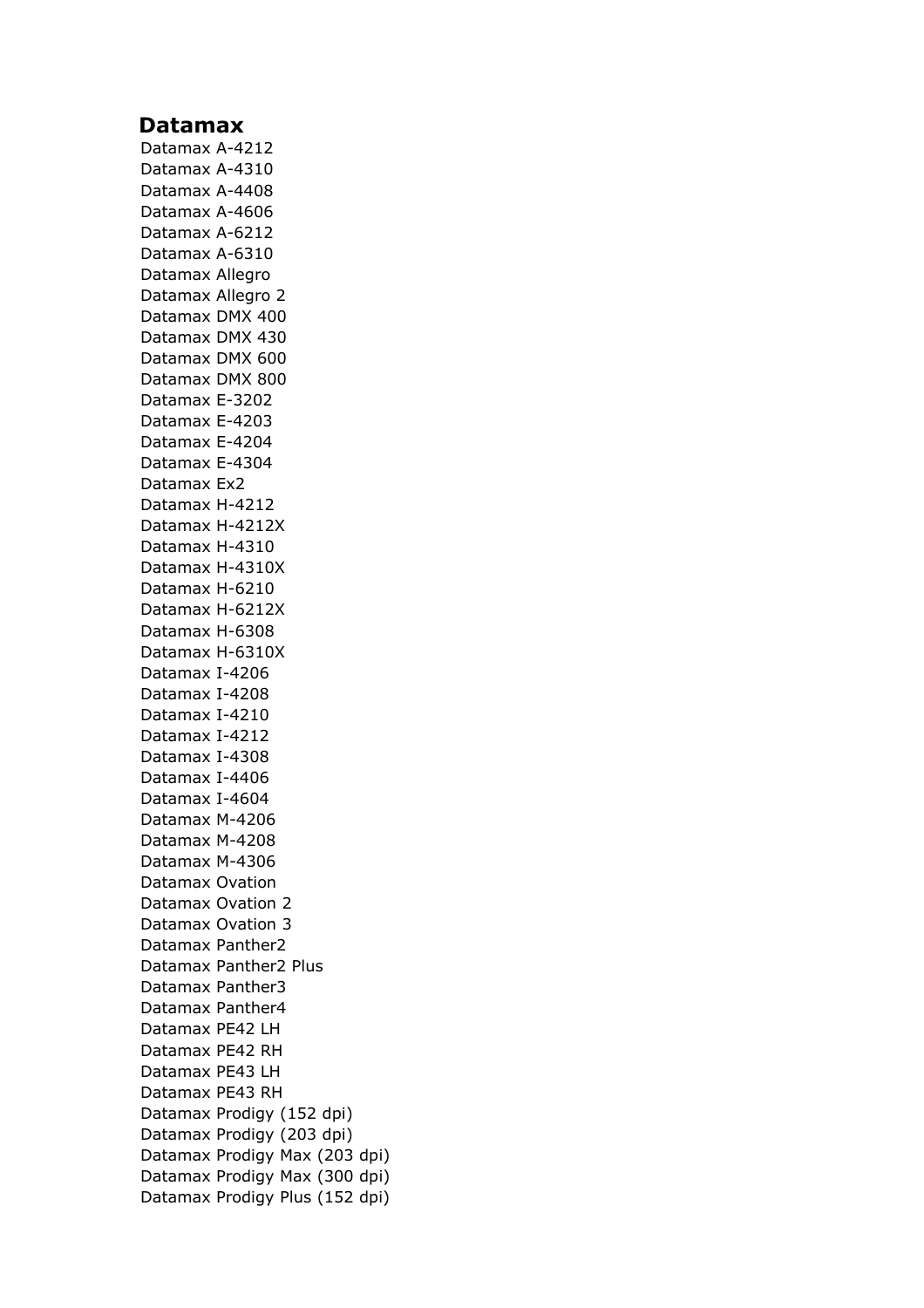## Datamax

Datamax A-4212
Datamax A-4310
Datamax A-4408
Datamax A-4606
Datamax A-6212
Datamax A-6310
Datamax Allegro
Datamax Allegro 2
Datamax DMX 400
Datamax DMX 430
Datamax DMX 600
Datamax DMX 800
Datamax E-3202
Datamax E-4203
Datamax E-4204
Datamax E-4304
Datamax Ex2
Datamax H-4212
Datamax H-4212X
Datamax H-4310
Datamax H-4310X
Datamax H-6210
Datamax H-6212X
Datamax H-6308
Datamax H-6310X
Datamax I-4206
Datamax I-4208
Datamax I-4210
Datamax I-4212
Datamax I-4308
Datamax I-4406
Datamax I-4604
Datamax M-4206
Datamax M-4208
Datamax M-4306
Datamax Ovation
Datamax Ovation 2
Datamax Ovation 3
Datamax Panther2
Datamax Panther2 Plus
Datamax Panther3
Datamax Panther4
Datamax PE42 LH
Datamax PE42 RH
Datamax PE43 LH
Datamax PE43 RH
Datamax Prodigy (152 dpi)
Datamax Prodigy (203 dpi)
Datamax Prodigy Max (203 dpi)
Datamax Prodigy Max (300 dpi)
Datamax Prodigy Plus (152 dpi)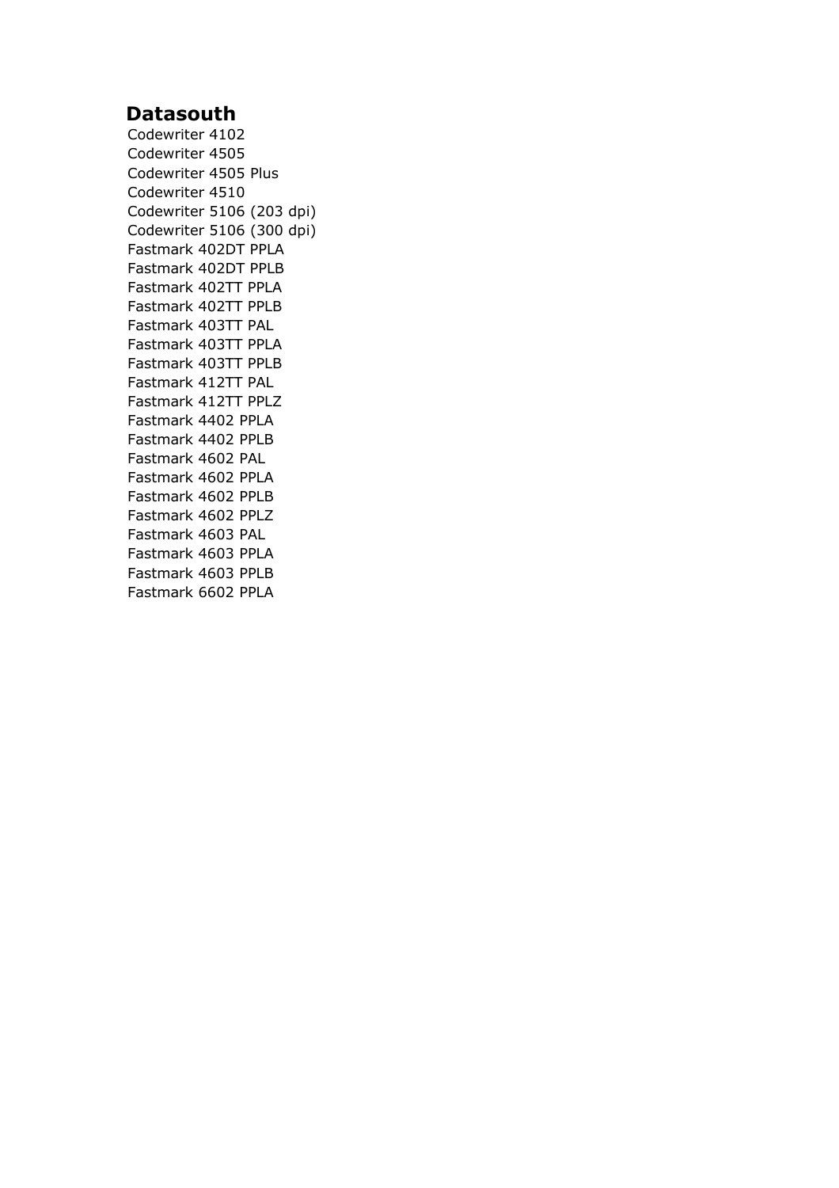## Datasouth

Codewriter 4102
Codewriter 4505
Codewriter 4505 Plus
Codewriter 4510
Codewriter 5106 (203 dpi)
Codewriter 5106 (300 dpi)
Fastmark 402DT PPLA
Fastmark 402DT PPLB
Fastmark 402TT PPLA
Fastmark 402TT PPLB
Fastmark 403TT PAL
Fastmark 403TT PPLA
Fastmark 403TT PPLB
Fastmark 412TT PAL
Fastmark 412TT PPLZ
Fastmark 4402 PPLA
Fastmark 4402 PPLB
Fastmark 4602 PAL
Fastmark 4602 PPLA
Fastmark 4602 PPLB
Fastmark 4602 PPLZ
Fastmark 4603 PAL
Fastmark 4603 PPLA
Fastmark 4603 PPLB
Fastmark 6602 PPLA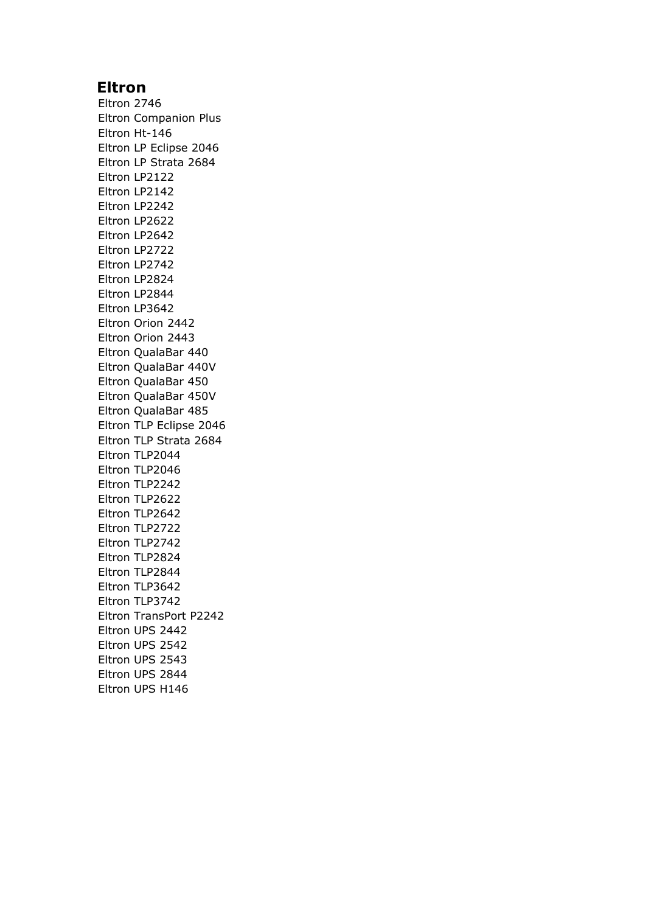## Eltron

Eltron 2746
Eltron Companion Plus
Eltron Ht-146
Eltron LP Eclipse 2046
Eltron LP Strata 2684
Eltron LP2122
Eltron LP2142
Eltron LP2242
Eltron LP2622
Eltron LP2642
Eltron LP2722
Eltron LP2742
Eltron LP2824
Eltron LP2844
Eltron LP3642
Eltron Orion 2442
Eltron Orion 2443
Eltron QualaBar 440
Eltron QualaBar 440V
Eltron QualaBar 450
Eltron QualaBar 450V
Eltron QualaBar 485
Eltron TLP Eclipse 2046
Eltron TLP Strata 2684
Eltron TLP2044
Eltron TLP2046
Eltron TLP2242
Eltron TLP2622
Eltron TLP2642
Eltron TLP2722
Eltron TLP2742
Eltron TLP2824
Eltron TLP2844
Eltron TLP3642
Eltron TLP3742
Eltron TransPort P2242
Eltron UPS 2442
Eltron UPS 2542
Eltron UPS 2543
Eltron UPS 2844
Eltron UPS H146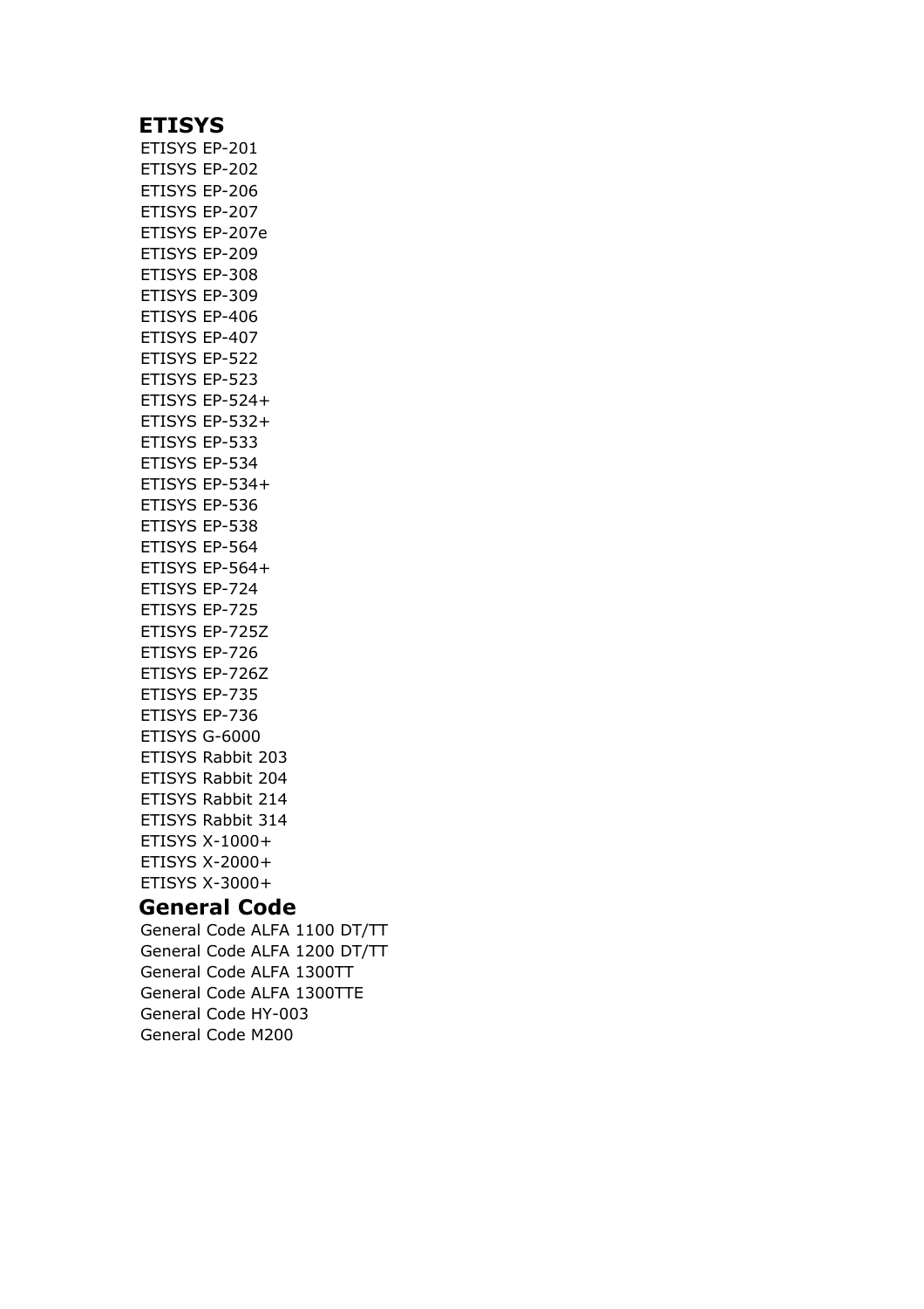## ETISYS

ETISYS EP-201
ETISYS EP-202
ETISYS EP-206
ETISYS EP-207
ETISYS EP-207e
ETISYS EP-209
ETISYS EP-308
ETISYS EP-309
ETISYS EP-406
ETISYS EP-407
ETISYS EP-522
ETISYS EP-523
ETISYS EP-524+
ETISYS EP-532+
ETISYS EP-533
ETISYS EP-534
ETISYS EP-534+
ETISYS EP-536
ETISYS EP-538
ETISYS EP-564
ETISYS EP-564+
ETISYS EP-724
ETISYS EP-725
ETISYS EP-725Z
ETISYS EP-726
ETISYS EP-726Z
ETISYS EP-735
ETISYS EP-736
ETISYS G-6000
ETISYS Rabbit 203
ETISYS Rabbit 204
ETISYS Rabbit 214
ETISYS Rabbit 314
ETISYS X-1000+
ETISYS X-2000+
ETISYS X-3000+

## General Code

General Code ALFA 1100 DT/TT
General Code ALFA 1200 DT/TT
General Code ALFA 1300TT
General Code ALFA 1300TTE
General Code HY-003
General Code M200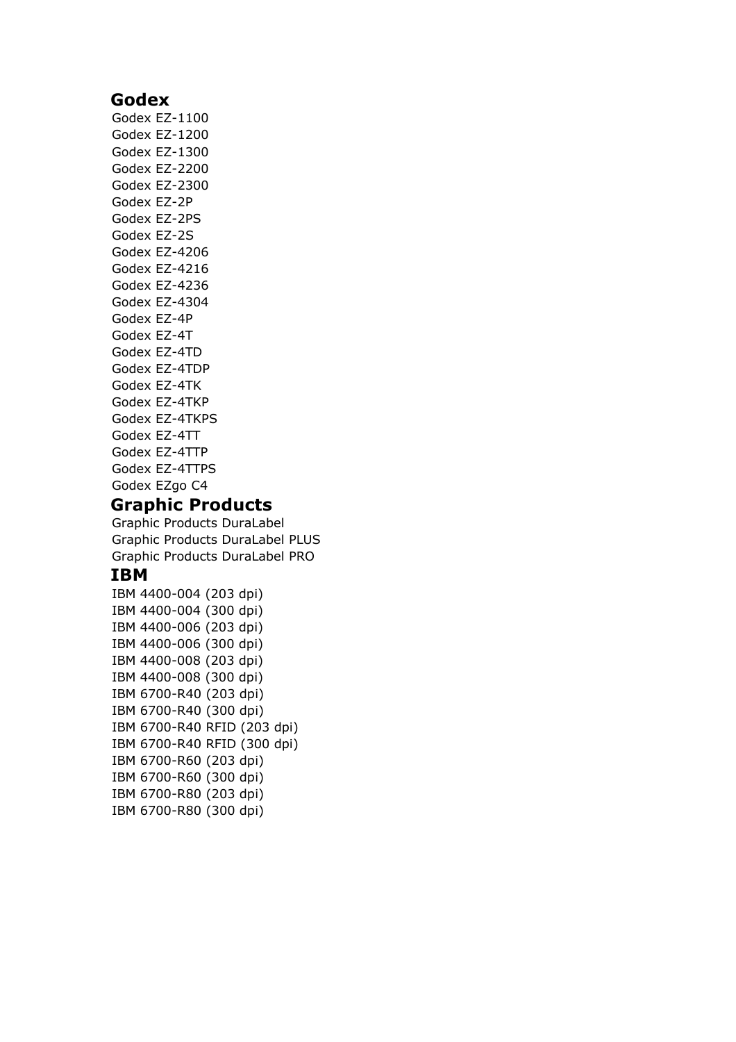## Godex

Godex EZ-1100
Godex EZ-1200
Godex EZ-1300
Godex EZ-2200
Godex EZ-2300
Godex EZ-2P
Godex EZ-2PS
Godex EZ-2S
Godex EZ-4206
Godex EZ-4216
Godex EZ-4236
Godex EZ-4304
Godex EZ-4P
Godex EZ-4T
Godex EZ-4TD
Godex EZ-4TDP
Godex EZ-4TK
Godex EZ-4TKP
Godex EZ-4TKPS
Godex EZ-4TT
Godex EZ-4TTP
Godex EZ-4TTPS
Godex EZgo C4

## Graphic Products

Graphic Products DuraLabel
Graphic Products DuraLabel PLUS
Graphic Products DuraLabel PRO

## IBM

IBM 4400-004 (203 dpi)
IBM 4400-004 (300 dpi)
IBM 4400-006 (203 dpi)
IBM 4400-006 (300 dpi)
IBM 4400-008 (203 dpi)
IBM 4400-008 (300 dpi)
IBM 6700-R40 (203 dpi)
IBM 6700-R40 (300 dpi)
IBM 6700-R40 RFID (203 dpi)
IBM 6700-R40 RFID (300 dpi)
IBM 6700-R60 (203 dpi)
IBM 6700-R60 (300 dpi)
IBM 6700-R80 (203 dpi)
IBM 6700-R80 (300 dpi)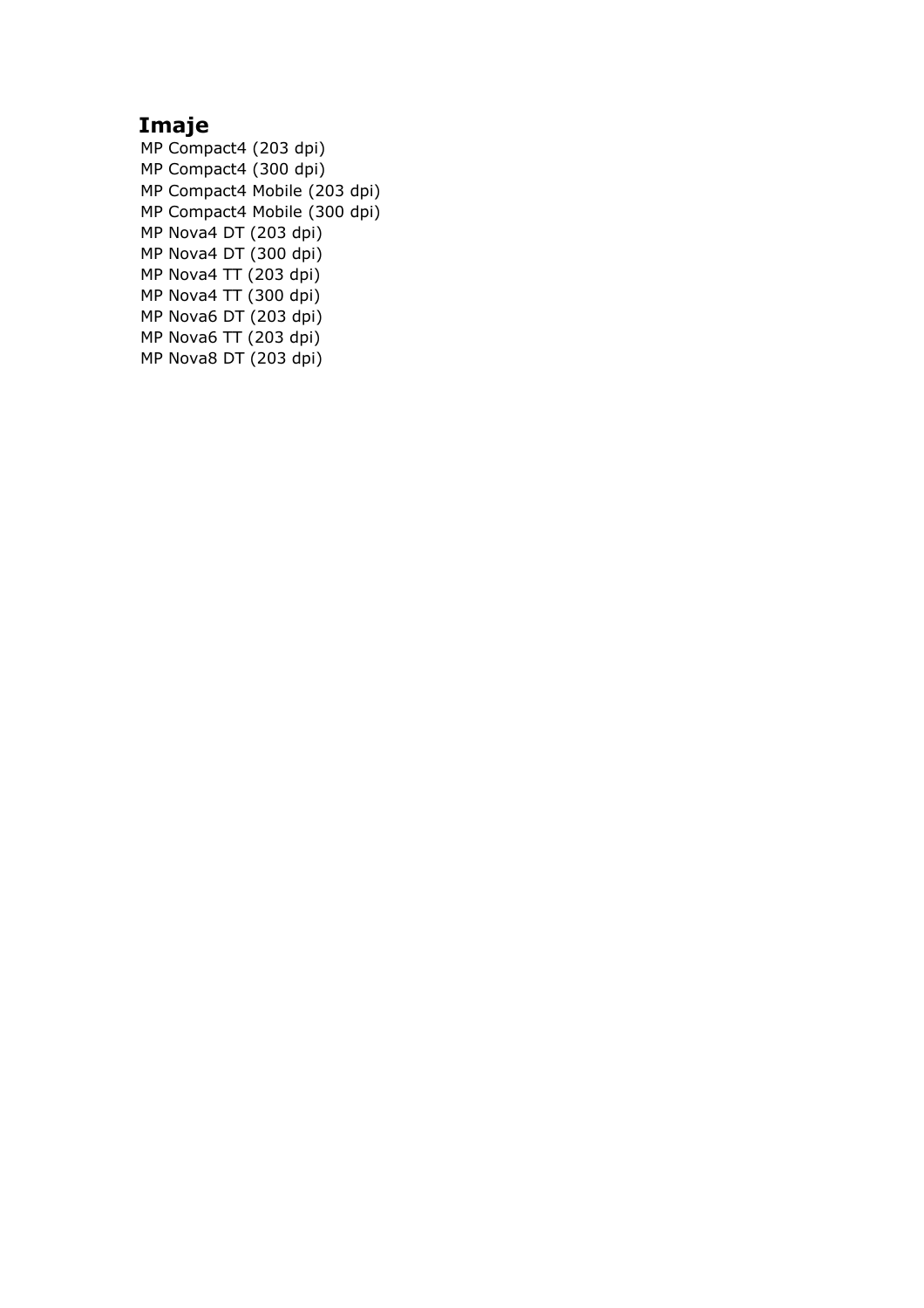## Imaje

MP Compact4 (203 dpi)
MP Compact4 (300 dpi)
MP Compact4 Mobile (203 dpi)
MP Compact4 Mobile (300 dpi)
MP Nova4 DT (203 dpi)
MP Nova4 DT (300 dpi)
MP Nova4 TT (203 dpi)
MP Nova4 TT (300 dpi)
MP Nova6 DT (203 dpi)
MP Nova6 TT (203 dpi)
MP Nova8 DT (203 dpi)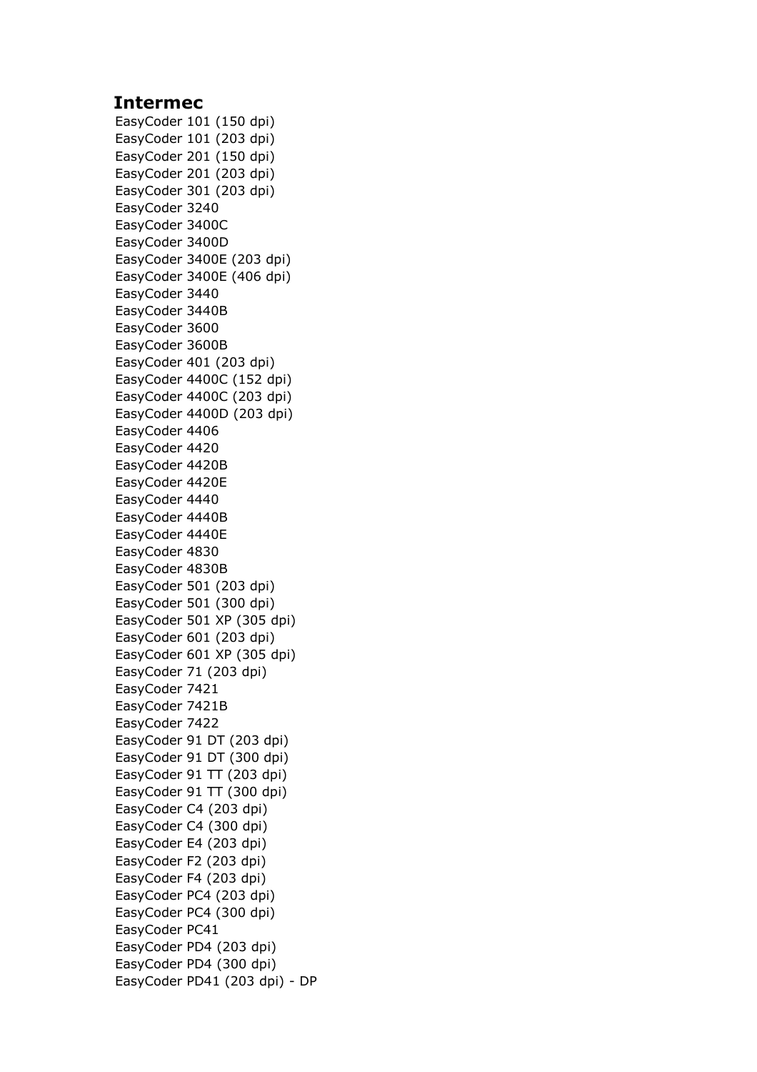## Intermec

EasyCoder 101 (150 dpi)
EasyCoder 101 (203 dpi)
EasyCoder 201 (150 dpi)
EasyCoder 201 (203 dpi)
EasyCoder 301 (203 dpi)
EasyCoder 3240
EasyCoder 3400C
EasyCoder 3400D
EasyCoder 3400E (203 dpi)
EasyCoder 3400E (406 dpi)
EasyCoder 3440
EasyCoder 3440B
EasyCoder 3600
EasyCoder 3600B
EasyCoder 401 (203 dpi)
EasyCoder 4400C (152 dpi)
EasyCoder 4400C (203 dpi)
EasyCoder 4400D (203 dpi)
EasyCoder 4406
EasyCoder 4420
EasyCoder 4420B
EasyCoder 4420E
EasyCoder 4440
EasyCoder 4440B
EasyCoder 4440E
EasyCoder 4830
EasyCoder 4830B
EasyCoder 501 (203 dpi)
EasyCoder 501 (300 dpi)
EasyCoder 501 XP (305 dpi)
EasyCoder 601 (203 dpi)
EasyCoder 601 XP (305 dpi)
EasyCoder 71 (203 dpi)
EasyCoder 7421
EasyCoder 7421B
EasyCoder 7422
EasyCoder 91 DT (203 dpi)
EasyCoder 91 DT (300 dpi)
EasyCoder 91 TT (203 dpi)
EasyCoder 91 TT (300 dpi)
EasyCoder C4 (203 dpi)
EasyCoder C4 (300 dpi)
EasyCoder E4 (203 dpi)
EasyCoder F2 (203 dpi)
EasyCoder F4 (203 dpi)
EasyCoder PC4 (203 dpi)
EasyCoder PC4 (300 dpi)
EasyCoder PC41
EasyCoder PD4 (203 dpi)
EasyCoder PD4 (300 dpi)
EasyCoder PD41 (203 dpi) - DP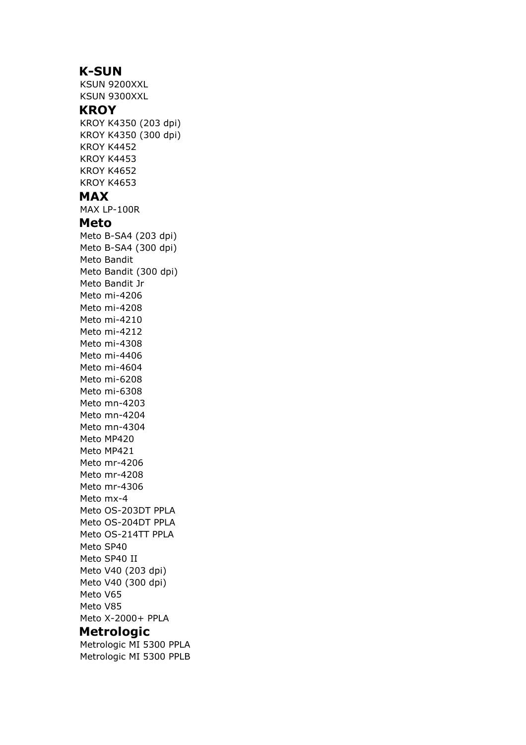## K-SUN

KSUN 9200XXL
KSUN 9300XXL

## KROY

KROY K4350 (203 dpi)
KROY K4350 (300 dpi)
KROY K4452
KROY K4453
KROY K4652
KROY K4653

## MAX

MAX LP-100R

## Meto

Meto B-SA4 (203 dpi)
Meto B-SA4 (300 dpi)
Meto Bandit
Meto Bandit (300 dpi)
Meto Bandit Jr
Meto mi-4206
Meto mi-4208
Meto mi-4210
Meto mi-4212
Meto mi-4308
Meto mi-4406
Meto mi-4604
Meto mi-6208
Meto mi-6308
Meto mn-4203
Meto mn-4204
Meto mn-4304
Meto MP420
Meto MP421
Meto mr-4206
Meto mr-4208
Meto mr-4306
Meto mx-4
Meto OS-203DT PPLA
Meto OS-204DT PPLA
Meto OS-214TT PPLA
Meto SP40
Meto SP40 II
Meto V40 (203 dpi)
Meto V40 (300 dpi)
Meto V65
Meto V85
Meto X-2000+ PPLA

## Metrologic

Metrologic MI 5300 PPLA
Metrologic MI 5300 PPLB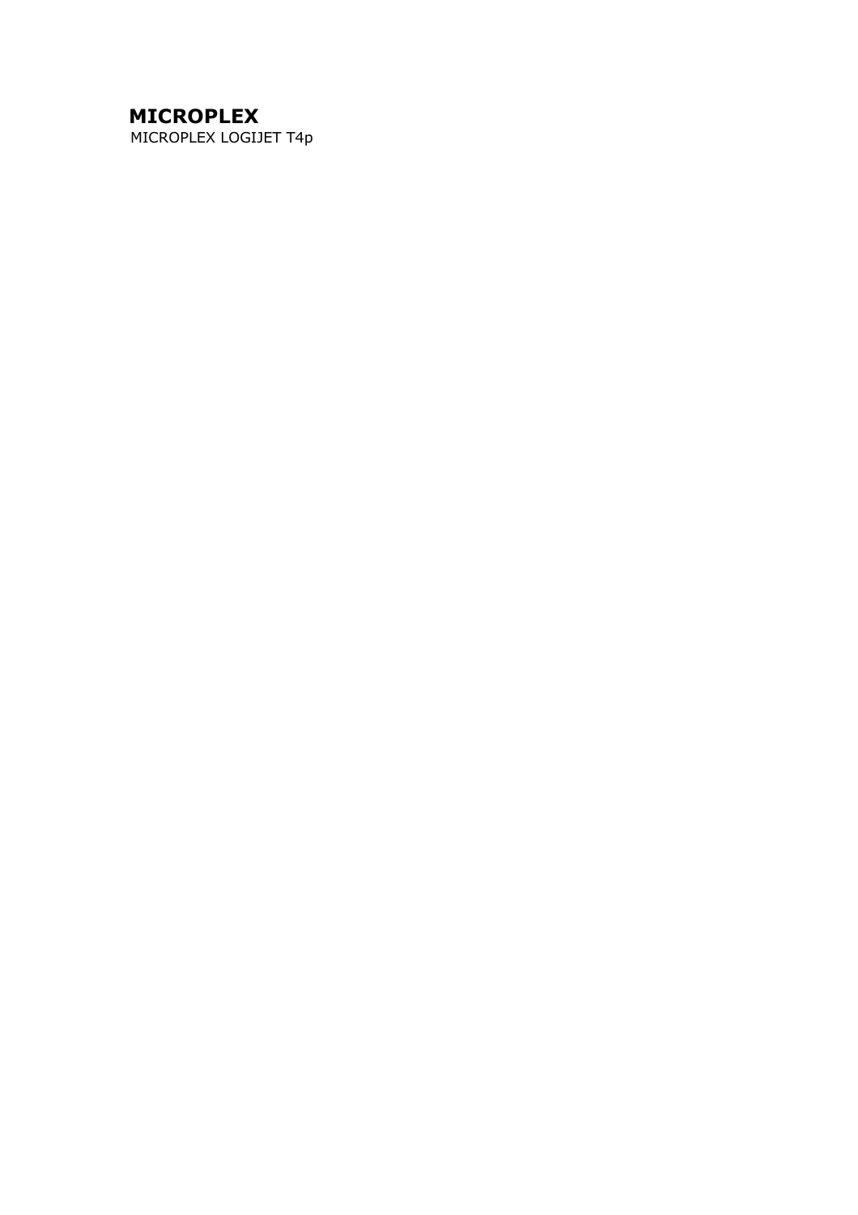**MICROPLEX**

MICROPLEX LOGIJET T4p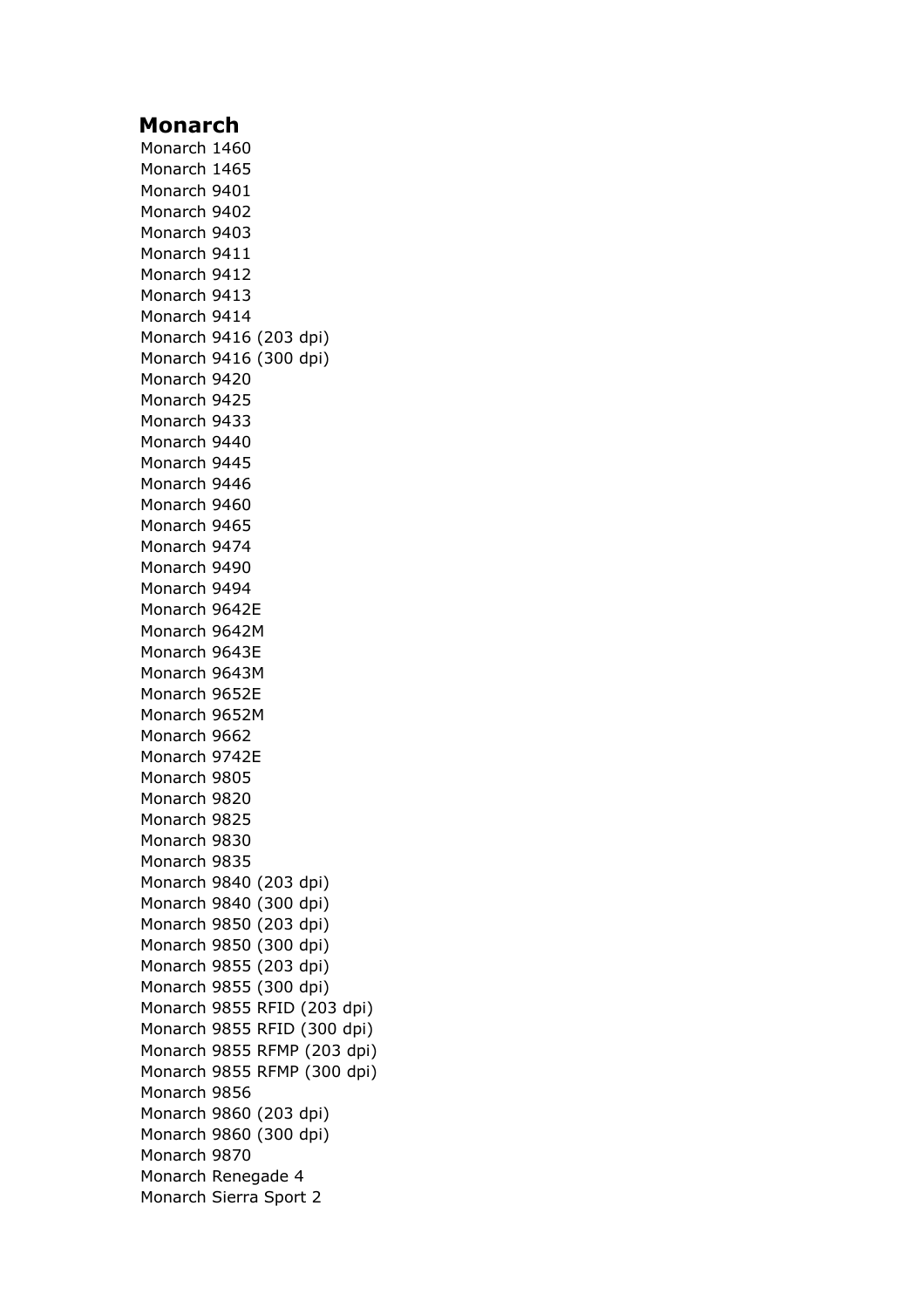# Monarch

Monarch 1460
Monarch 1465
Monarch 9401
Monarch 9402
Monarch 9403
Monarch 9411
Monarch 9412
Monarch 9413
Monarch 9414
Monarch 9416 (203 dpi)
Monarch 9416 (300 dpi)
Monarch 9420
Monarch 9425
Monarch 9433
Monarch 9440
Monarch 9445
Monarch 9446
Monarch 9460
Monarch 9465
Monarch 9474
Monarch 9490
Monarch 9494
Monarch 9642E
Monarch 9642M
Monarch 9643E
Monarch 9643M
Monarch 9652E
Monarch 9652M
Monarch 9662
Monarch 9742E
Monarch 9805
Monarch 9820
Monarch 9825
Monarch 9830
Monarch 9835
Monarch 9840 (203 dpi)
Monarch 9840 (300 dpi)
Monarch 9850 (203 dpi)
Monarch 9850 (300 dpi)
Monarch 9855 (203 dpi)
Monarch 9855 (300 dpi)
Monarch 9855 RFID (203 dpi)
Monarch 9855 RFID (300 dpi)
Monarch 9855 RFMP (203 dpi)
Monarch 9855 RFMP (300 dpi)
Monarch 9856
Monarch 9860 (203 dpi)
Monarch 9860 (300 dpi)
Monarch 9870
Monarch Renegade 4
Monarch Sierra Sport 2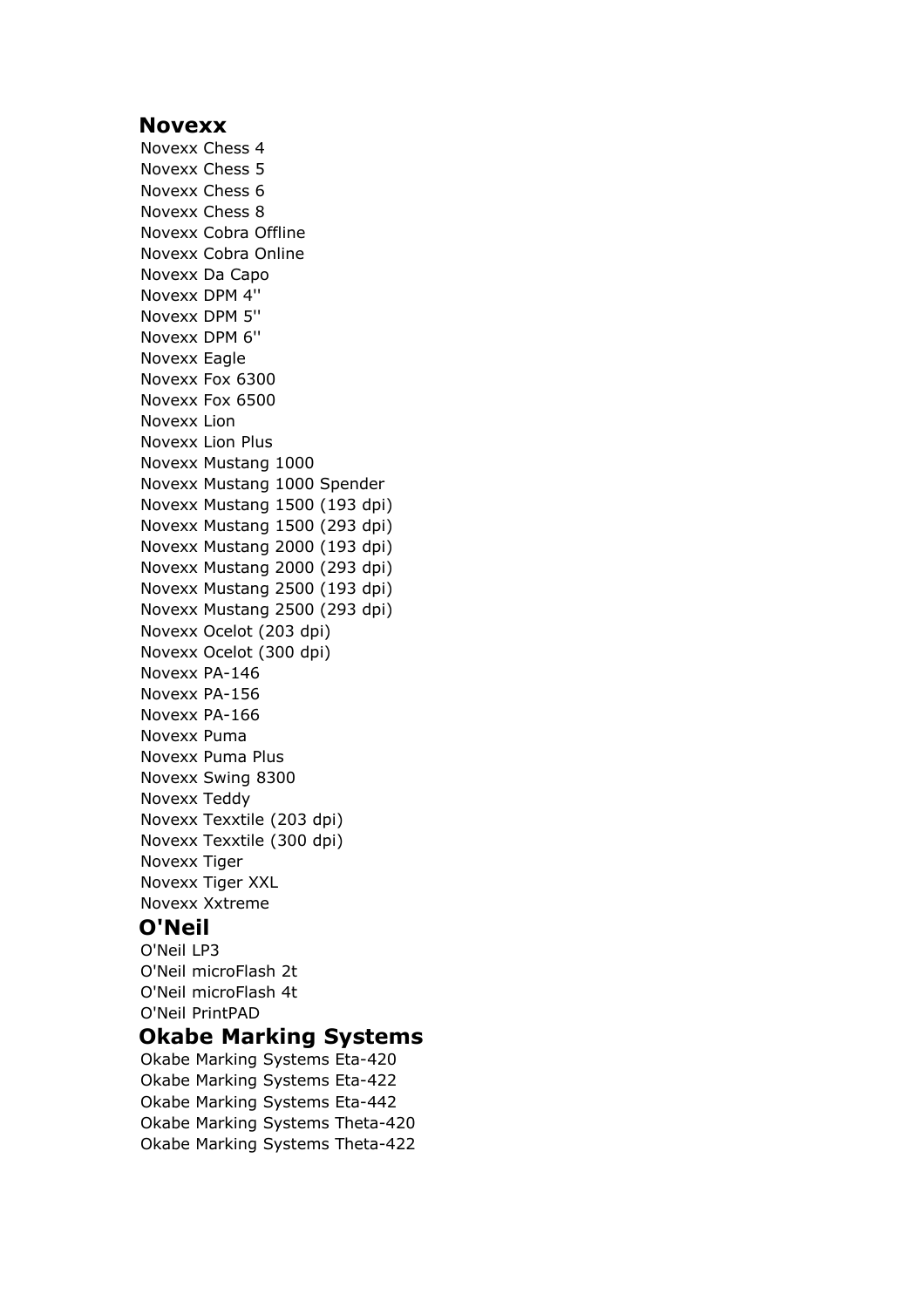## Novexx

Novexx Chess 4
Novexx Chess 5
Novexx Chess 6
Novexx Chess 8
Novexx Cobra Offline
Novexx Cobra Online
Novexx Da Capo
Novexx DPM 4''
Novexx DPM 5''
Novexx DPM 6''
Novexx Eagle
Novexx Fox 6300
Novexx Fox 6500
Novexx Lion
Novexx Lion Plus
Novexx Mustang 1000
Novexx Mustang 1000 Spender
Novexx Mustang 1500 (193 dpi)
Novexx Mustang 1500 (293 dpi)
Novexx Mustang 2000 (193 dpi)
Novexx Mustang 2000 (293 dpi)
Novexx Mustang 2500 (193 dpi)
Novexx Mustang 2500 (293 dpi)
Novexx Ocelot (203 dpi)
Novexx Ocelot (300 dpi)
Novexx PA-146
Novexx PA-156
Novexx PA-166
Novexx Puma
Novexx Puma Plus
Novexx Swing 8300
Novexx Teddy
Novexx Texxtile (203 dpi)
Novexx Texxtile (300 dpi)
Novexx Tiger
Novexx Tiger XXL
Novexx Xxtreme

## O'Neil

O'Neil LP3
O'Neil microFlash 2t
O'Neil microFlash 4t
O'Neil PrintPAD

## Okabe Marking Systems

Okabe Marking Systems Eta-420
Okabe Marking Systems Eta-422
Okabe Marking Systems Eta-442
Okabe Marking Systems Theta-420
Okabe Marking Systems Theta-422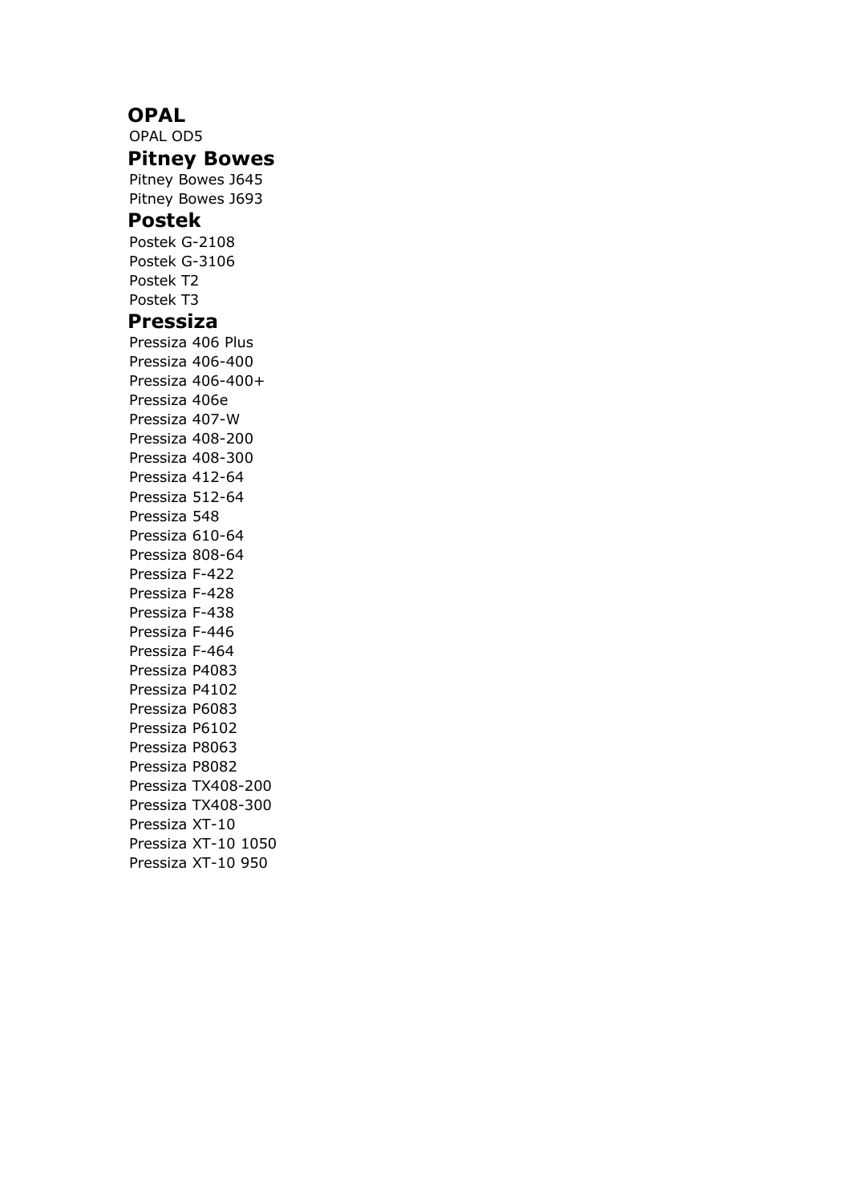## OPAL

OPAL OD5

## Pitney Bowes

Pitney Bowes J645
Pitney Bowes J693

## Postek

Postek G-2108
Postek G-3106
Postek T2
Postek T3

## Pressiza

Pressiza 406 Plus
Pressiza 406-400
Pressiza 406-400+
Pressiza 406e
Pressiza 407-W
Pressiza 408-200
Pressiza 408-300
Pressiza 412-64
Pressiza 512-64
Pressiza 548
Pressiza 610-64
Pressiza 808-64
Pressiza F-422
Pressiza F-428
Pressiza F-438
Pressiza F-446
Pressiza F-464
Pressiza P4083
Pressiza P4102
Pressiza P6083
Pressiza P6102
Pressiza P8063
Pressiza P8082
Pressiza TX408-200
Pressiza TX408-300
Pressiza XT-10
Pressiza XT-10 1050
Pressiza XT-10 950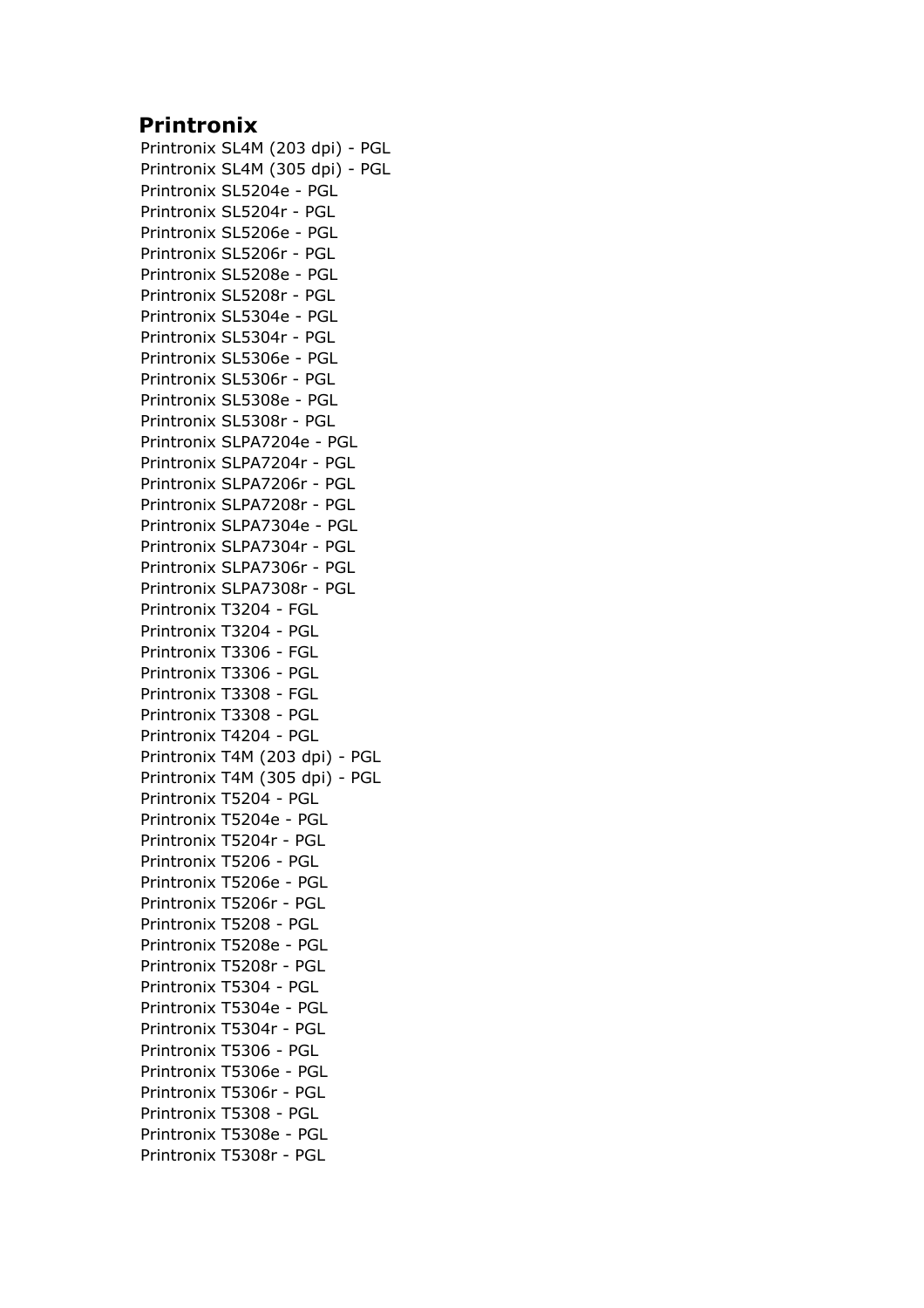## Printronix

Printronix SL4M (203 dpi) - PGL
Printronix SL4M (305 dpi) - PGL
Printronix SL5204e - PGL
Printronix SL5204r - PGL
Printronix SL5206e - PGL
Printronix SL5206r - PGL
Printronix SL5208e - PGL
Printronix SL5208r - PGL
Printronix SL5304e - PGL
Printronix SL5304r - PGL
Printronix SL5306e - PGL
Printronix SL5306r - PGL
Printronix SL5308e - PGL
Printronix SL5308r - PGL
Printronix SLPA7204e - PGL
Printronix SLPA7204r - PGL
Printronix SLPA7206r - PGL
Printronix SLPA7208r - PGL
Printronix SLPA7304e - PGL
Printronix SLPA7304r - PGL
Printronix SLPA7306r - PGL
Printronix SLPA7308r - PGL
Printronix T3204 - FGL
Printronix T3204 - PGL
Printronix T3306 - FGL
Printronix T3306 - PGL
Printronix T3308 - FGL
Printronix T3308 - PGL
Printronix T4204 - PGL
Printronix T4M (203 dpi) - PGL
Printronix T4M (305 dpi) - PGL
Printronix T5204 - PGL
Printronix T5204e - PGL
Printronix T5204r - PGL
Printronix T5206 - PGL
Printronix T5206e - PGL
Printronix T5206r - PGL
Printronix T5208 - PGL
Printronix T5208e - PGL
Printronix T5208r - PGL
Printronix T5304 - PGL
Printronix T5304e - PGL
Printronix T5304r - PGL
Printronix T5306 - PGL
Printronix T5306e - PGL
Printronix T5306r - PGL
Printronix T5308 - PGL
Printronix T5308e - PGL
Printronix T5308r - PGL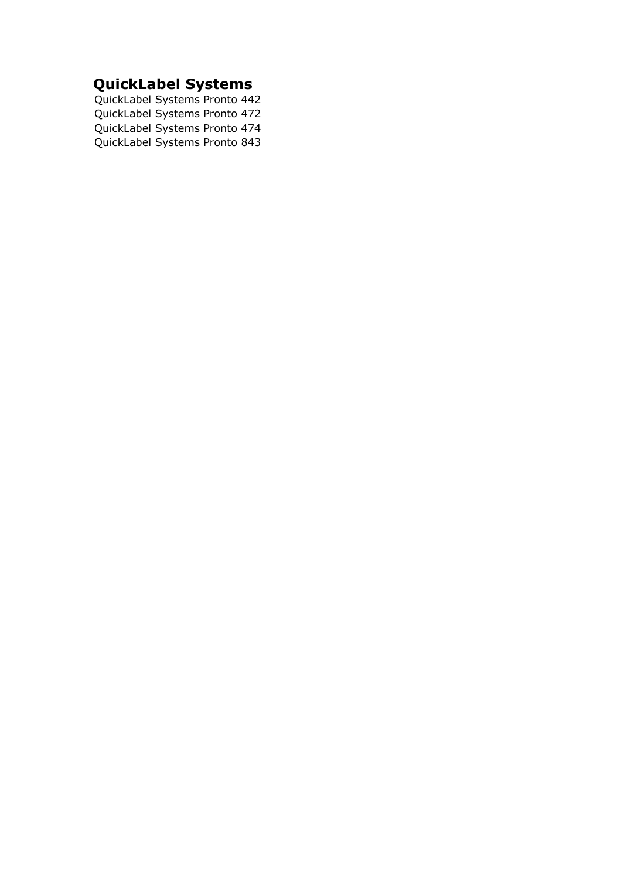## QuickLabel Systems

QuickLabel Systems Pronto 442
QuickLabel Systems Pronto 472
QuickLabel Systems Pronto 474
QuickLabel Systems Pronto 843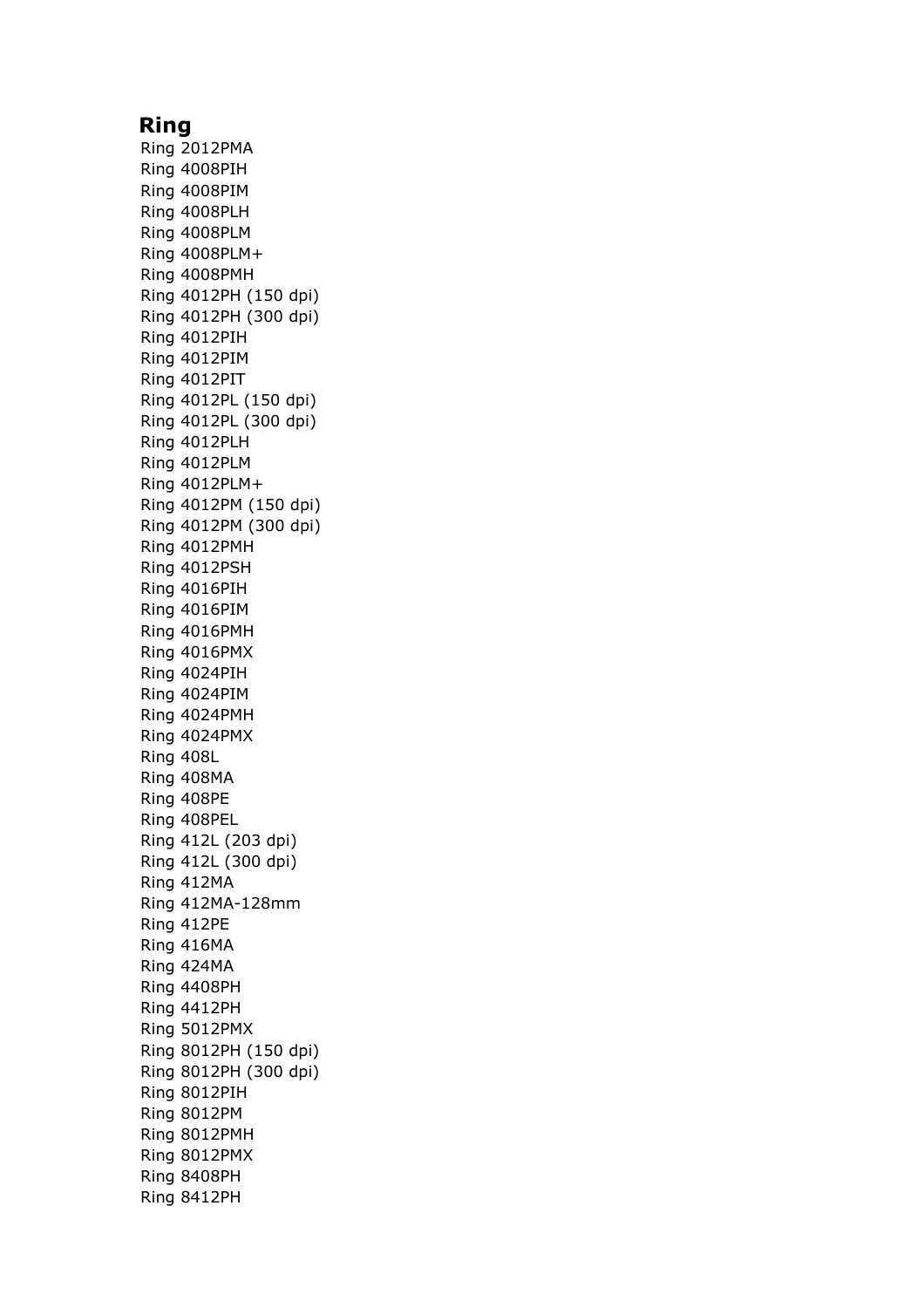## Ring

Ring 2012PMA
Ring 4008PIH
Ring 4008PIM
Ring 4008PLH
Ring 4008PLM
Ring 4008PLM+
Ring 4008PMH
Ring 4012PH (150 dpi)
Ring 4012PH (300 dpi)
Ring 4012PIH
Ring 4012PIM
Ring 4012PIT
Ring 4012PL (150 dpi)
Ring 4012PL (300 dpi)
Ring 4012PLH
Ring 4012PLM
Ring 4012PLM+
Ring 4012PM (150 dpi)
Ring 4012PM (300 dpi)
Ring 4012PMH
Ring 4012PSH
Ring 4016PIH
Ring 4016PIM
Ring 4016PMH
Ring 4016PMX
Ring 4024PIH
Ring 4024PIM
Ring 4024PMH
Ring 4024PMX
Ring 408L
Ring 408MA
Ring 408PE
Ring 408PEL
Ring 412L (203 dpi)
Ring 412L (300 dpi)
Ring 412MA
Ring 412MA-128mm
Ring 412PE
Ring 416MA
Ring 424MA
Ring 4408PH
Ring 4412PH
Ring 5012PMX
Ring 8012PH (150 dpi)
Ring 8012PH (300 dpi)
Ring 8012PIH
Ring 8012PM
Ring 8012PMH
Ring 8012PMX
Ring 8408PH
Ring 8412PH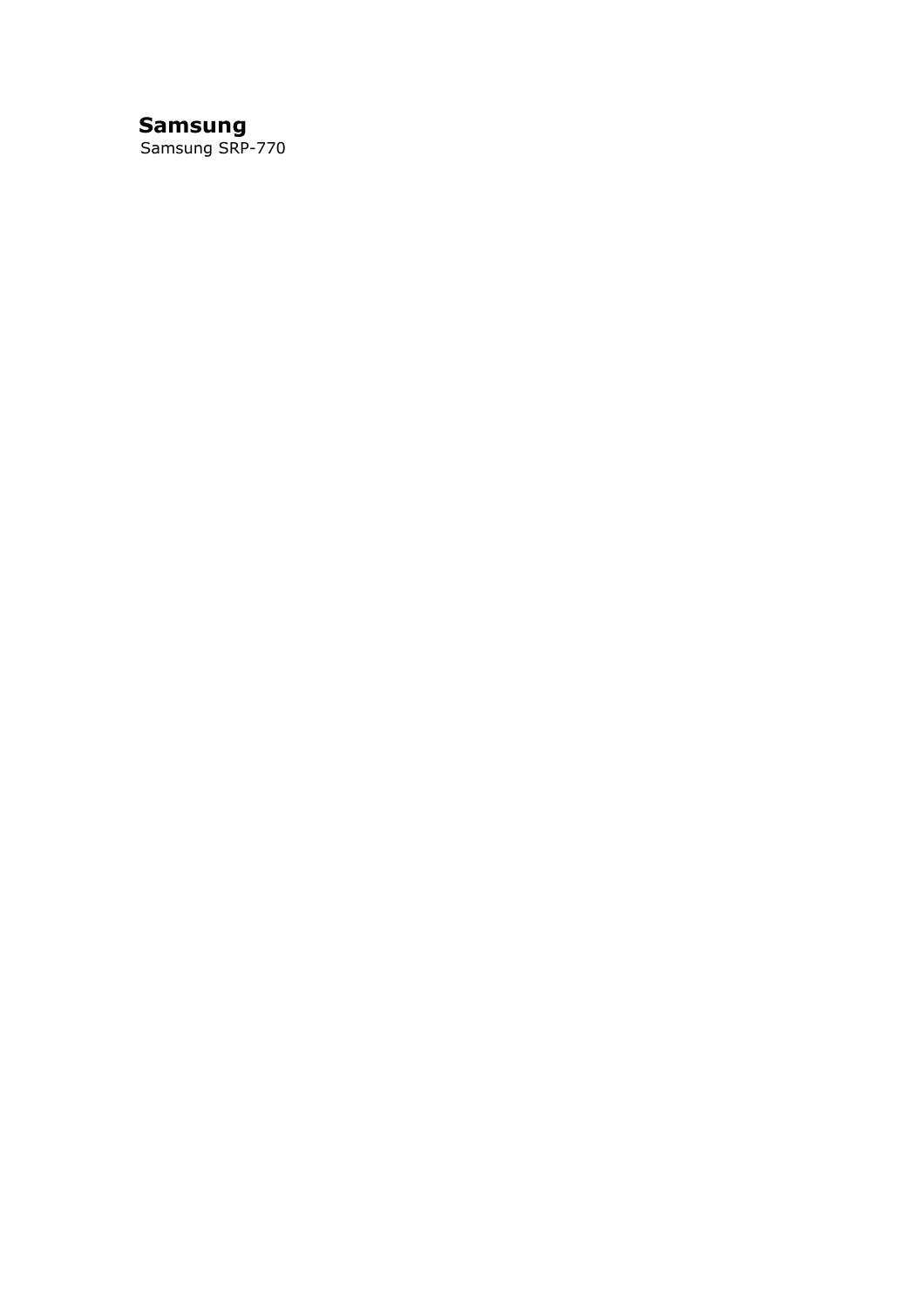**Samsung**

Samsung SRP-770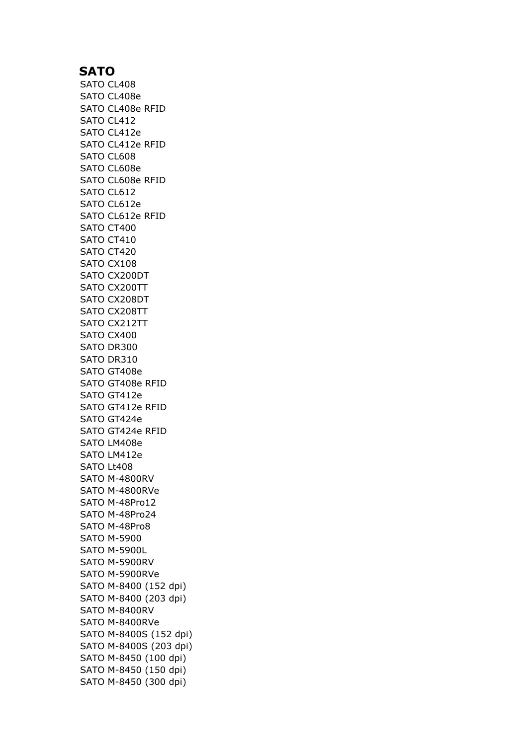## SATO

SATO CL408
SATO CL408e
SATO CL408e RFID
SATO CL412
SATO CL412e
SATO CL412e RFID
SATO CL608
SATO CL608e
SATO CL608e RFID
SATO CL612
SATO CL612e
SATO CL612e RFID
SATO CT400
SATO CT410
SATO CT420
SATO CX108
SATO CX200DT
SATO CX200TT
SATO CX208DT
SATO CX208TT
SATO CX212TT
SATO CX400
SATO DR300
SATO DR310
SATO GT408e
SATO GT408e RFID
SATO GT412e
SATO GT412e RFID
SATO GT424e
SATO GT424e RFID
SATO LM408e
SATO LM412e
SATO Lt408
SATO M-4800RV
SATO M-4800RVe
SATO M-48Pro12
SATO M-48Pro24
SATO M-48Pro8
SATO M-5900
SATO M-5900L
SATO M-5900RV
SATO M-5900RVe
SATO M-8400 (152 dpi)
SATO M-8400 (203 dpi)
SATO M-8400RV
SATO M-8400RVe
SATO M-8400S (152 dpi)
SATO M-8400S (203 dpi)
SATO M-8450 (100 dpi)
SATO M-8450 (150 dpi)
SATO M-8450 (300 dpi)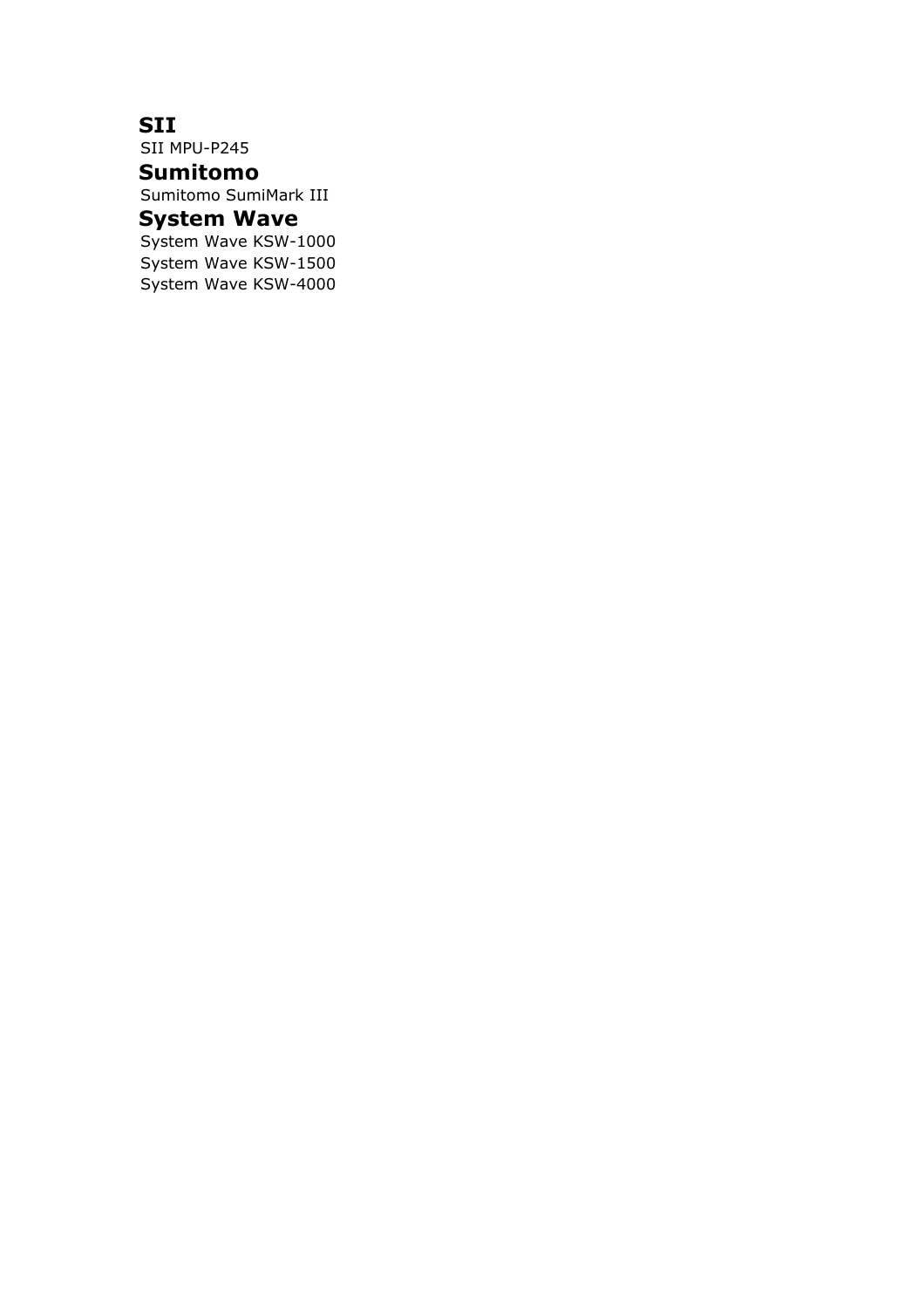## SII

SII MPU-P245

## Sumitomo

Sumitomo SumiMark III

## System Wave

System Wave KSW-1000
System Wave KSW-1500
System Wave KSW-4000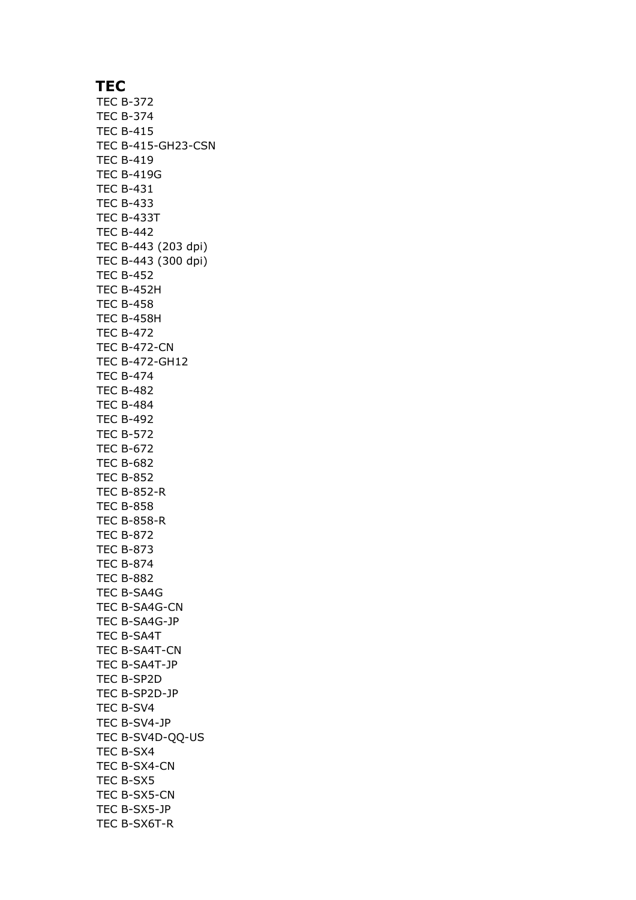**TEC**

TEC B-372
TEC B-374
TEC B-415
TEC B-415-GH23-CSN
TEC B-419
TEC B-419G
TEC B-431
TEC B-433
TEC B-433T
TEC B-442
TEC B-443 (203 dpi)
TEC B-443 (300 dpi)
TEC B-452
TEC B-452H
TEC B-458
TEC B-458H
TEC B-472
TEC B-472-CN
TEC B-472-GH12
TEC B-474
TEC B-482
TEC B-484
TEC B-492
TEC B-572
TEC B-672
TEC B-682
TEC B-852
TEC B-852-R
TEC B-858
TEC B-858-R
TEC B-872
TEC B-873
TEC B-874
TEC B-882
TEC B-SA4G
TEC B-SA4G-CN
TEC B-SA4G-JP
TEC B-SA4T
TEC B-SA4T-CN
TEC B-SA4T-JP
TEC B-SP2D
TEC B-SP2D-JP
TEC B-SV4
TEC B-SV4-JP
TEC B-SV4D-QQ-US
TEC B-SX4
TEC B-SX4-CN
TEC B-SX5
TEC B-SX5-CN
TEC B-SX5-JP
TEC B-SX6T-R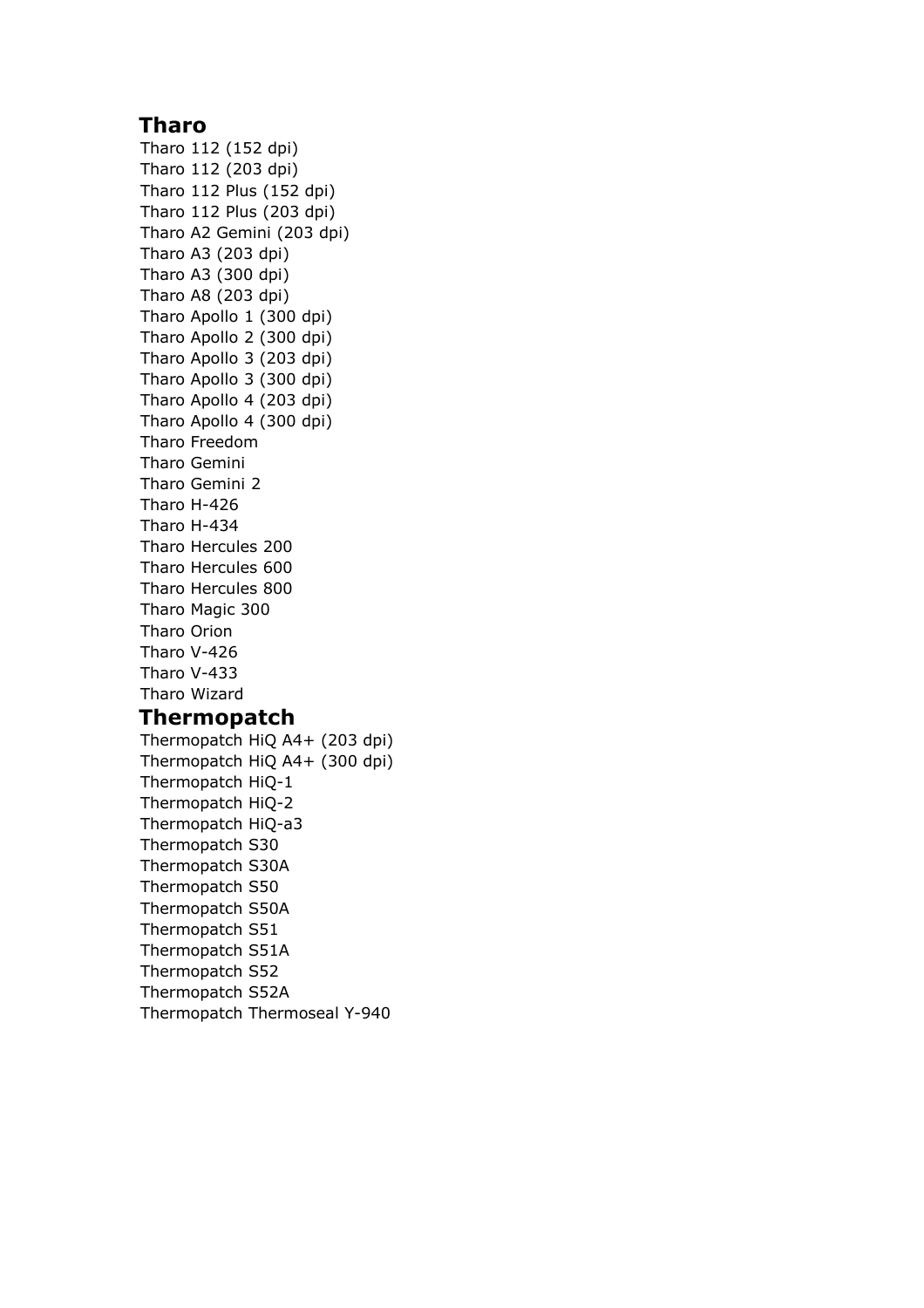## Tharo

Tharo 112 (152 dpi)
Tharo 112 (203 dpi)
Tharo 112 Plus (152 dpi)
Tharo 112 Plus (203 dpi)
Tharo A2 Gemini (203 dpi)
Tharo A3 (203 dpi)
Tharo A3 (300 dpi)
Tharo A8 (203 dpi)
Tharo Apollo 1 (300 dpi)
Tharo Apollo 2 (300 dpi)
Tharo Apollo 3 (203 dpi)
Tharo Apollo 3 (300 dpi)
Tharo Apollo 4 (203 dpi)
Tharo Apollo 4 (300 dpi)
Tharo Freedom
Tharo Gemini
Tharo Gemini 2
Tharo H-426
Tharo H-434
Tharo Hercules 200
Tharo Hercules 600
Tharo Hercules 800
Tharo Magic 300
Tharo Orion
Tharo V-426
Tharo V-433
Tharo Wizard

## Thermopatch

Thermopatch HiQ A4+ (203 dpi)
Thermopatch HiQ A4+ (300 dpi)
Thermopatch HiQ-1
Thermopatch HiQ-2
Thermopatch HiQ-a3
Thermopatch S30
Thermopatch S30A
Thermopatch S50
Thermopatch S50A
Thermopatch S51
Thermopatch S51A
Thermopatch S52
Thermopatch S52A
Thermopatch Thermoseal Y-940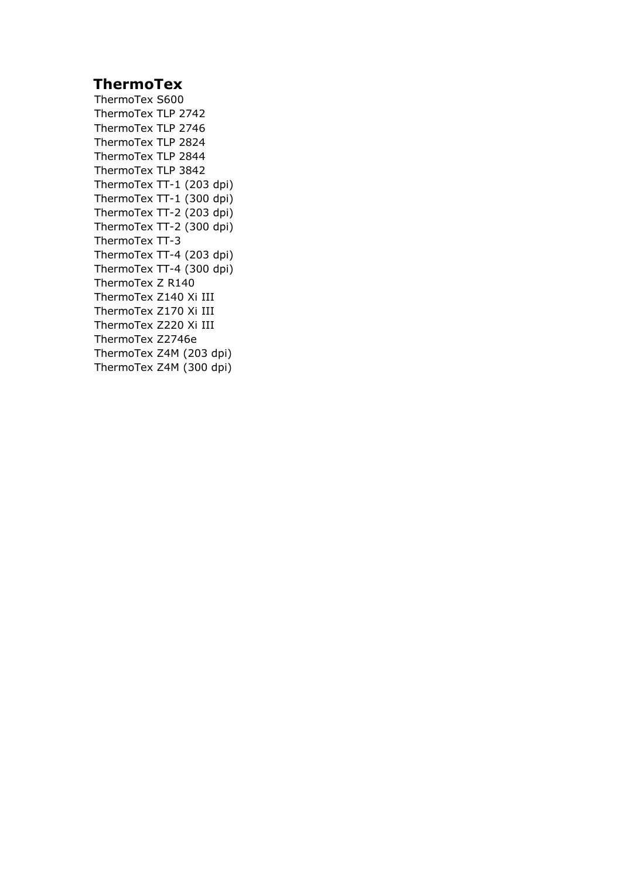## ThermoTex

ThermoTex S600
ThermoTex TLP 2742
ThermoTex TLP 2746
ThermoTex TLP 2824
ThermoTex TLP 2844
ThermoTex TLP 3842
ThermoTex TT-1 (203 dpi)
ThermoTex TT-1 (300 dpi)
ThermoTex TT-2 (203 dpi)
ThermoTex TT-2 (300 dpi)
ThermoTex TT-3
ThermoTex TT-4 (203 dpi)
ThermoTex TT-4 (300 dpi)
ThermoTex Z R140
ThermoTex Z140 Xi III
ThermoTex Z170 Xi III
ThermoTex Z220 Xi III
ThermoTex Z2746e
ThermoTex Z4M (203 dpi)
ThermoTex Z4M (300 dpi)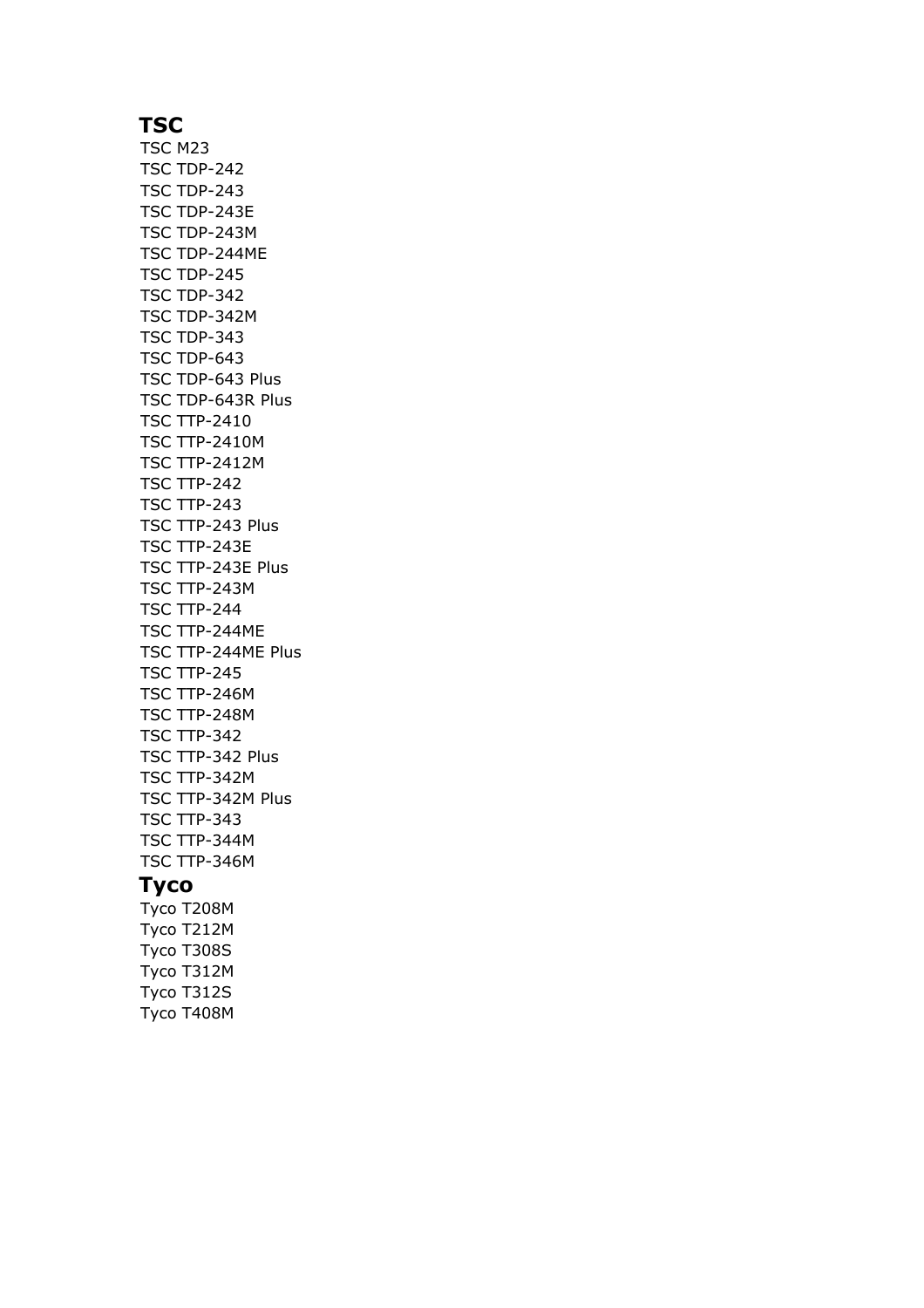## TSC

TSC M23
TSC TDP-242
TSC TDP-243
TSC TDP-243E
TSC TDP-243M
TSC TDP-244ME
TSC TDP-245
TSC TDP-342
TSC TDP-342M
TSC TDP-343
TSC TDP-643
TSC TDP-643 Plus
TSC TDP-643R Plus
TSC TTP-2410
TSC TTP-2410M
TSC TTP-2412M
TSC TTP-242
TSC TTP-243
TSC TTP-243 Plus
TSC TTP-243E
TSC TTP-243E Plus
TSC TTP-243M
TSC TTP-244
TSC TTP-244ME
TSC TTP-244ME Plus
TSC TTP-245
TSC TTP-246M
TSC TTP-248M
TSC TTP-342
TSC TTP-342 Plus
TSC TTP-342M
TSC TTP-342M Plus
TSC TTP-343
TSC TTP-344M
TSC TTP-346M

## Tyco

Tyco T208M
Tyco T212M
Tyco T308S
Tyco T312M
Tyco T312S
Tyco T408M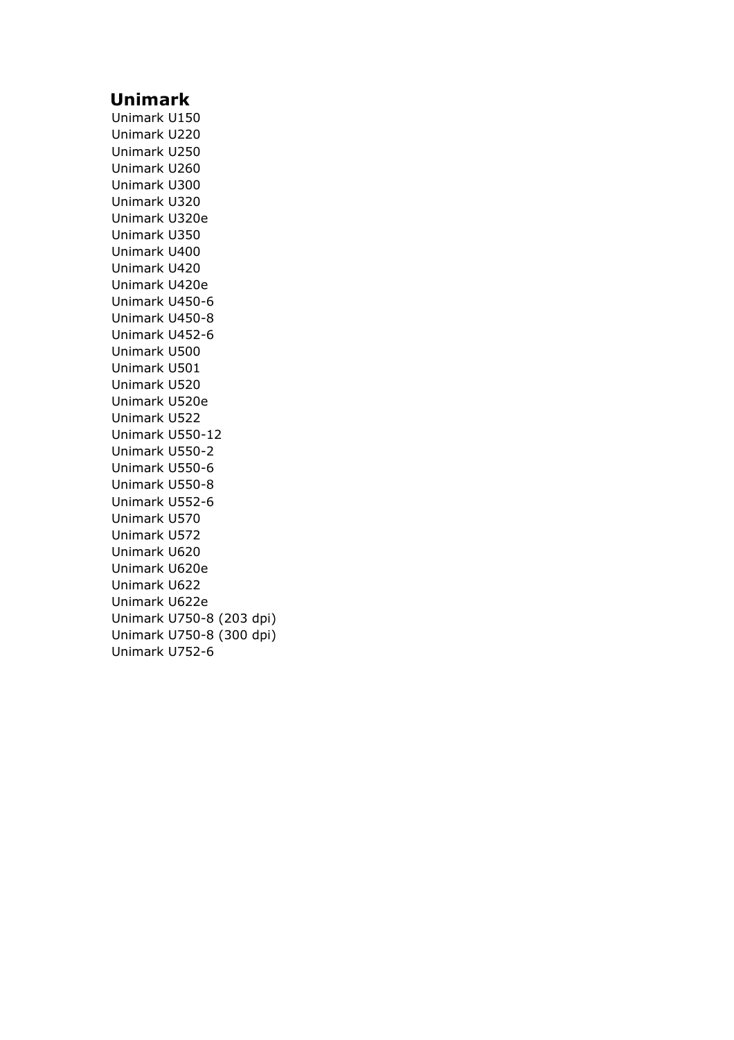## Unimark

Unimark U150
Unimark U220
Unimark U250
Unimark U260
Unimark U300
Unimark U320
Unimark U320e
Unimark U350
Unimark U400
Unimark U420
Unimark U420e
Unimark U450-6
Unimark U450-8
Unimark U452-6
Unimark U500
Unimark U501
Unimark U520
Unimark U520e
Unimark U522
Unimark U550-12
Unimark U550-2
Unimark U550-6
Unimark U550-8
Unimark U552-6
Unimark U570
Unimark U572
Unimark U620
Unimark U620e
Unimark U622
Unimark U622e
Unimark U750-8 (203 dpi)
Unimark U750-8 (300 dpi)
Unimark U752-6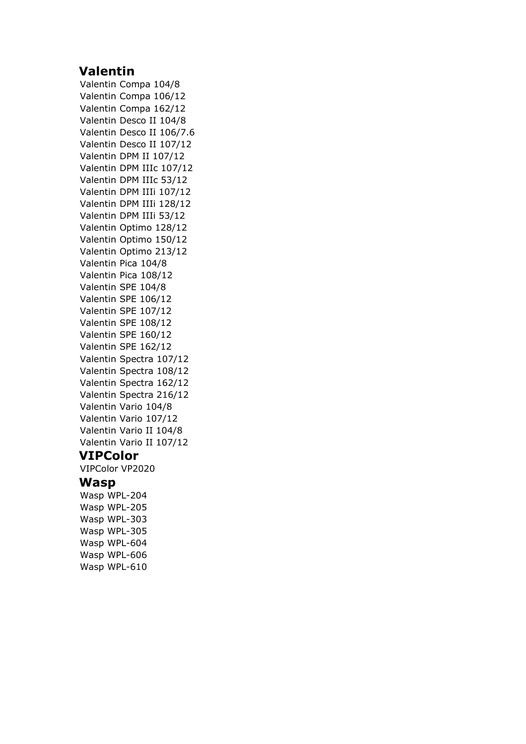## Valentin

Valentin Compa 104/8
Valentin Compa 106/12
Valentin Compa 162/12
Valentin Desco II 104/8
Valentin Desco II 106/7.6
Valentin Desco II 107/12
Valentin DPM II 107/12
Valentin DPM IIIc 107/12
Valentin DPM IIIc 53/12
Valentin DPM IIIi 107/12
Valentin DPM IIIi 128/12
Valentin DPM IIIi 53/12
Valentin Optimo 128/12
Valentin Optimo 150/12
Valentin Optimo 213/12
Valentin Pica 104/8
Valentin Pica 108/12
Valentin SPE 104/8
Valentin SPE 106/12
Valentin SPE 107/12
Valentin SPE 108/12
Valentin SPE 160/12
Valentin SPE 162/12
Valentin Spectra 107/12
Valentin Spectra 108/12
Valentin Spectra 162/12
Valentin Spectra 216/12
Valentin Vario 104/8
Valentin Vario 107/12
Valentin Vario II 104/8
Valentin Vario II 107/12

## VIPColor

VIPColor VP2020

## Wasp

Wasp WPL-204
Wasp WPL-205
Wasp WPL-303
Wasp WPL-305
Wasp WPL-604
Wasp WPL-606
Wasp WPL-610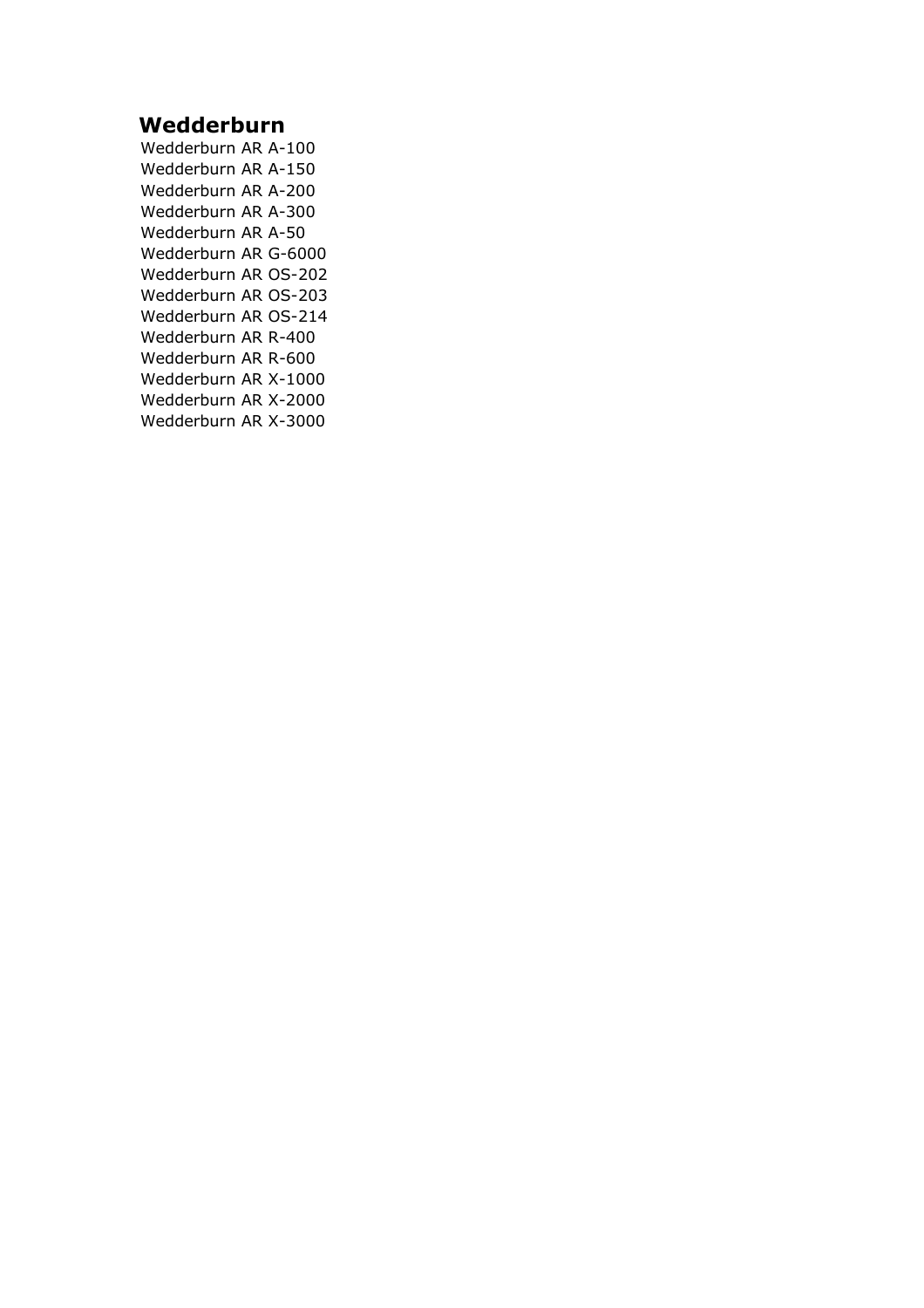## Wedderburn

Wedderburn AR A-100
Wedderburn AR A-150
Wedderburn AR A-200
Wedderburn AR A-300
Wedderburn AR A-50
Wedderburn AR G-6000
Wedderburn AR OS-202
Wedderburn AR OS-203
Wedderburn AR OS-214
Wedderburn AR R-400
Wedderburn AR R-600
Wedderburn AR X-1000
Wedderburn AR X-2000
Wedderburn AR X-3000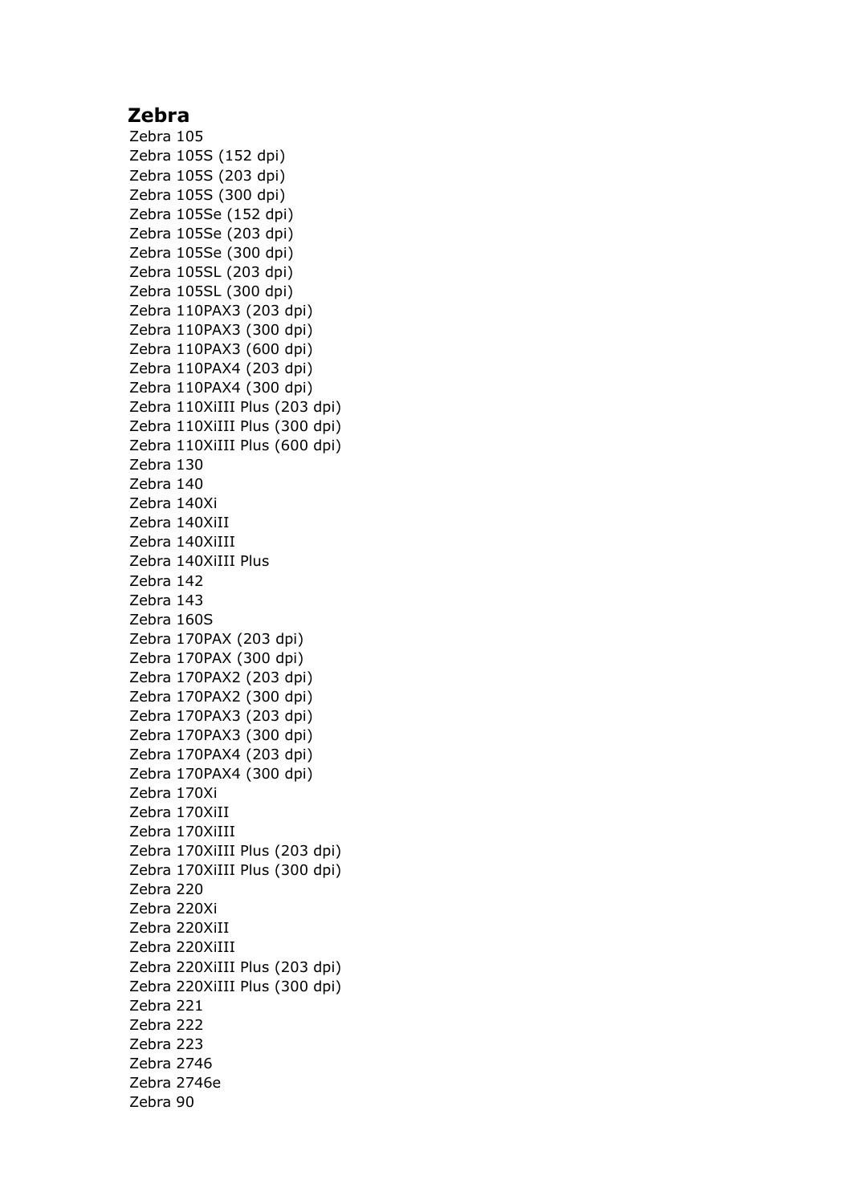## Zebra

Zebra 105
Zebra 105S (152 dpi)
Zebra 105S (203 dpi)
Zebra 105S (300 dpi)
Zebra 105Se (152 dpi)
Zebra 105Se (203 dpi)
Zebra 105Se (300 dpi)
Zebra 105SL (203 dpi)
Zebra 105SL (300 dpi)
Zebra 110PAX3 (203 dpi)
Zebra 110PAX3 (300 dpi)
Zebra 110PAX3 (600 dpi)
Zebra 110PAX4 (203 dpi)
Zebra 110PAX4 (300 dpi)
Zebra 110XiIII Plus (203 dpi)
Zebra 110XiIII Plus (300 dpi)
Zebra 110XiIII Plus (600 dpi)
Zebra 130
Zebra 140
Zebra 140Xi
Zebra 140XiII
Zebra 140XiIII
Zebra 140XiIII Plus
Zebra 142
Zebra 143
Zebra 160S
Zebra 170PAX (203 dpi)
Zebra 170PAX (300 dpi)
Zebra 170PAX2 (203 dpi)
Zebra 170PAX2 (300 dpi)
Zebra 170PAX3 (203 dpi)
Zebra 170PAX3 (300 dpi)
Zebra 170PAX4 (203 dpi)
Zebra 170PAX4 (300 dpi)
Zebra 170Xi
Zebra 170XiII
Zebra 170XiIII
Zebra 170XiIII Plus (203 dpi)
Zebra 170XiIII Plus (300 dpi)
Zebra 220
Zebra 220Xi
Zebra 220XiII
Zebra 220XiIII
Zebra 220XiIII Plus (203 dpi)
Zebra 220XiIII Plus (300 dpi)
Zebra 221
Zebra 222
Zebra 223
Zebra 2746
Zebra 2746e
Zebra 90